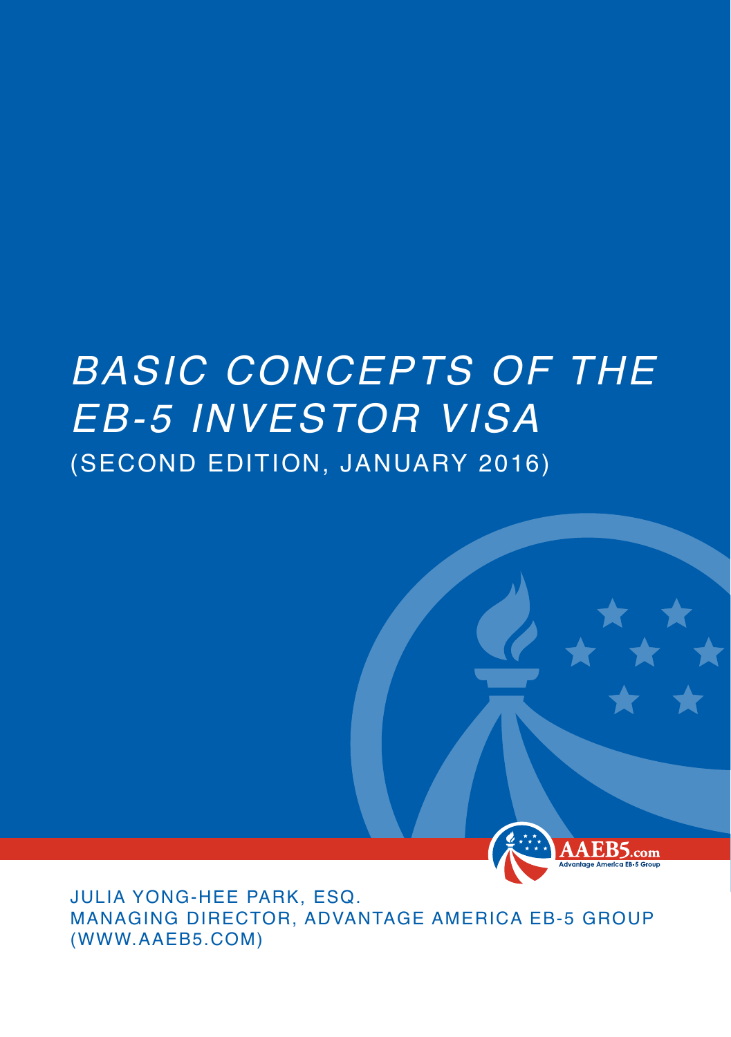# *BASIC CONCEPTS OF THE EB-5 INVESTOR VISA*

(SECOND EDITION, JANUARY 2016)

JULIA YONG-HEE PARK, ESQ.
MANAGING DIRECTOR, ADVANTAGE AMERICA EB-5 GROUP
(WWW.AAEB5.COM)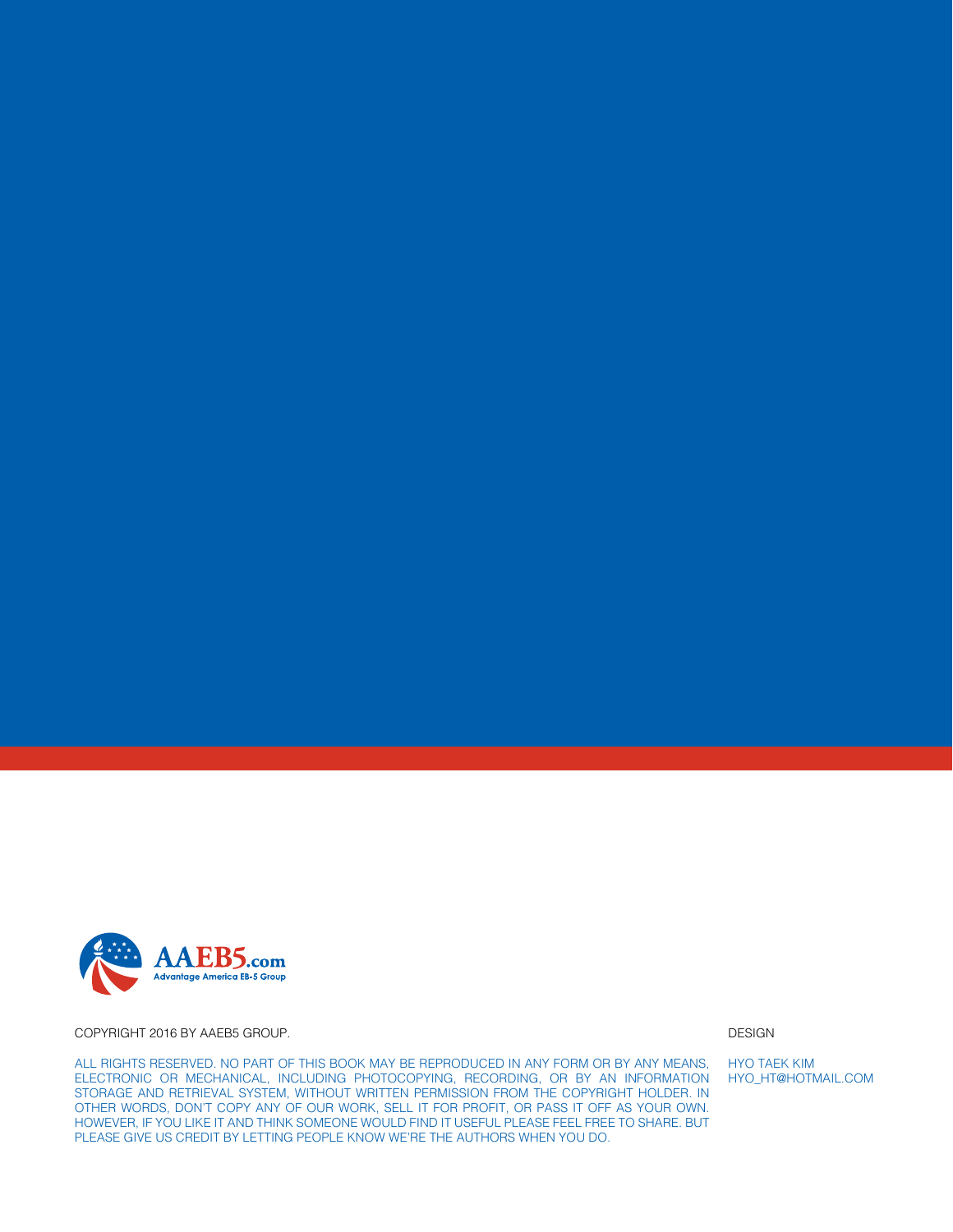AAEB5.com

Advantage America EB-5 Group

COPYRIGHT 2016 BY AAEB5 GROUP.

ALL RIGHTS RESERVED. NO PART OF THIS BOOK MAY BE REPRODUCED IN ANY FORM OR BY ANY MEANS, ELECTRONIC OR MECHANICAL, INCLUDING PHOTOCOPYING, RECORDING, OR BY AN INFORMATION STORAGE AND RETRIEVAL SYSTEM, WITHOUT WRITTEN PERMISSION FROM THE COPYRIGHT HOLDER. IN OTHER WORDS, DON'T COPY ANY OF OUR WORK, SELL IT FOR PROFIT, OR PASS IT OFF AS YOUR OWN. HOWEVER, IF YOU LIKE IT AND THINK SOMEONE WOULD FIND IT USEFUL PLEASE FEEL FREE TO SHARE. BUT PLEASE GIVE US CREDIT BY LETTING PEOPLE KNOW WE'RE THE AUTHORS WHEN YOU DO.

DESIGN

HYO TAEK KIM
HYO_HT@HOTMAIL.COM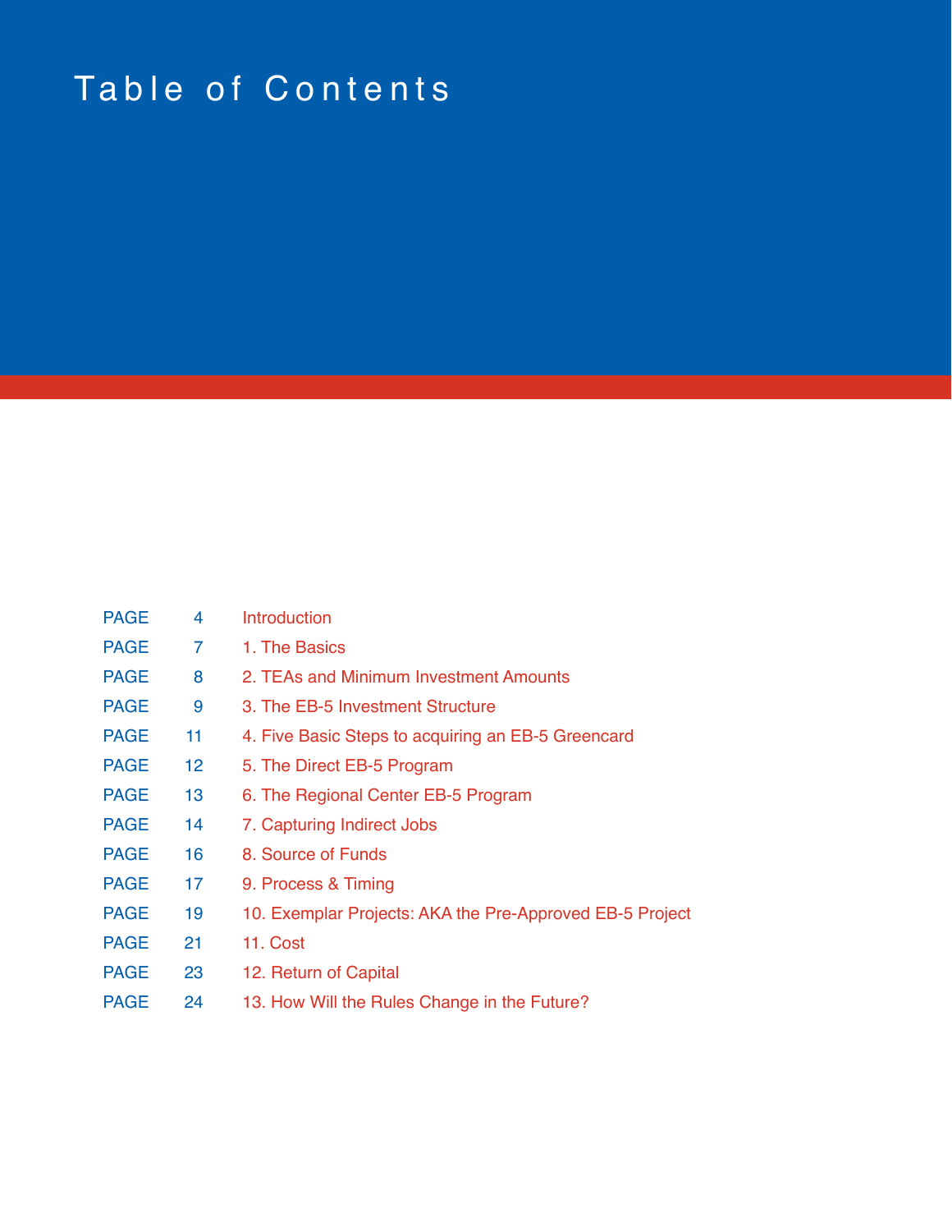# Table of Contents

| | | |
|---|---|---|
| PAGE | 4 | Introduction |
| PAGE | 7 | 1. The Basics |
| PAGE | 8 | 2. TEAs and Minimum Investment Amounts |
| PAGE | 9 | 3. The EB-5 Investment Structure |
| PAGE | 11 | 4. Five Basic Steps to acquiring an EB-5 Greencard |
| PAGE | 12 | 5. The Direct EB-5 Program |
| PAGE | 13 | 6. The Regional Center EB-5 Program |
| PAGE | 14 | 7. Capturing Indirect Jobs |
| PAGE | 16 | 8. Source of Funds |
| PAGE | 17 | 9. Process & Timing |
| PAGE | 19 | 10. Exemplar Projects: AKA the Pre-Approved EB-5 Project |
| PAGE | 21 | 11. Cost |
| PAGE | 23 | 12. Return of Capital |
| PAGE | 24 | 13. How Will the Rules Change in the Future? |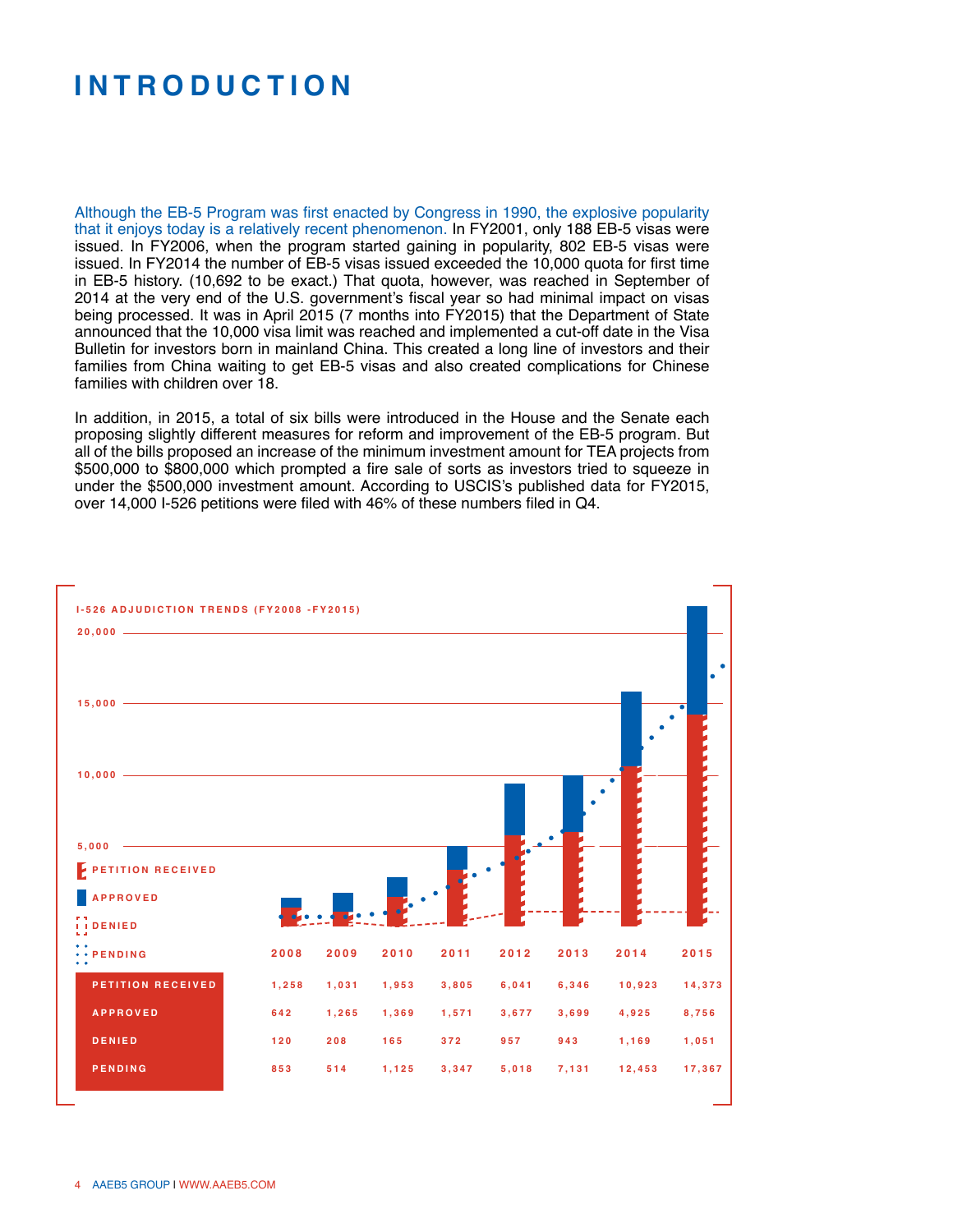# INTRODUCTION

Although the EB-5 Program was first enacted by Congress in 1990, the explosive popularity that it enjoys today is a relatively recent phenomenon. In FY2001, only 188 EB-5 visas were issued. In FY2006, when the program started gaining in popularity, 802 EB-5 visas were issued. In FY2014 the number of EB-5 visas issued exceeded the 10,000 quota for first time in EB-5 history. (10,692 to be exact.) That quota, however, was reached in September of 2014 at the very end of the U.S. government's fiscal year so had minimal impact on visas being processed. It was in April 2015 (7 months into FY2015) that the Department of State announced that the 10,000 visa limit was reached and implemented a cut-off date in the Visa Bulletin for investors born in mainland China. This created a long line of investors and their families from China waiting to get EB-5 visas and also created complications for Chinese families with children over 18.

In addition, in 2015, a total of six bills were introduced in the House and the Senate each proposing slightly different measures for reform and improvement of the EB-5 program. But all of the bills proposed an increase of the minimum investment amount for TEA projects from $500,000 to $800,000 which prompted a fire sale of sorts as investors tried to squeeze in under the $500,000 investment amount. According to USCIS's published data for FY2015, over 14,000 I-526 petitions were filed with 46% of these numbers filed in Q4.

**I-526 ADJUDICATION TRENDS (FY2008 -FY2015)**

| | 2008 | 2009 | 2010 | 2011 | 2012 | 2013 | 2014 | 2015 |
|---|---|---|---|---|---|---|---|---|
| PETITION RECEIVED | 1,258 | 1,031 | 1,953 | 3,805 | 6,041 | 6,346 | 10,923 | 14,373 |
| APPROVED | 642 | 1,265 | 1,369 | 1,571 | 3,677 | 3,699 | 4,925 | 8,756 |
| DENIED | 120 | 208 | 165 | 372 | 957 | 943 | 1,169 | 1,051 |
| PENDING | 853 | 514 | 1,125 | 3,347 | 5,018 | 7,131 | 12,453 | 17,367 |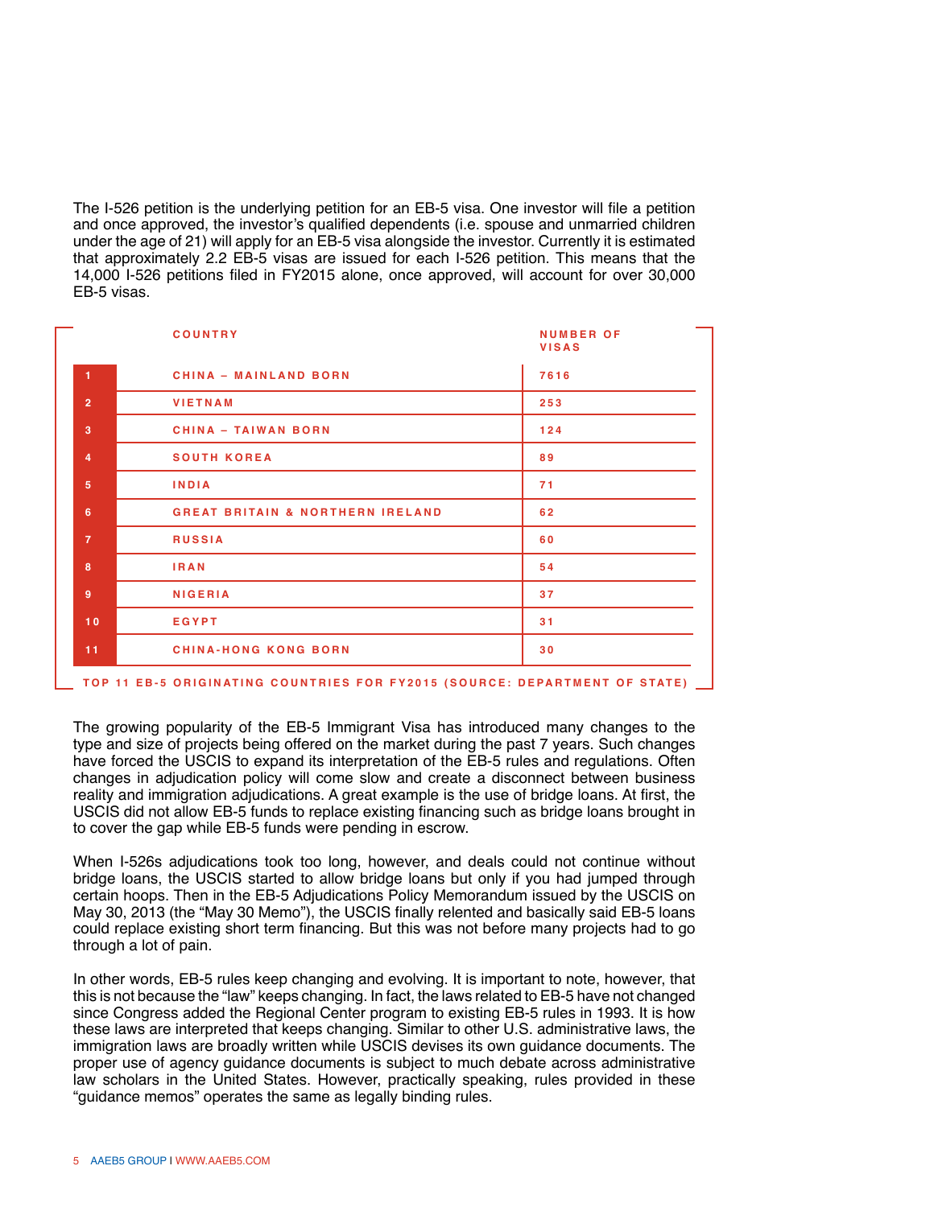The I-526 petition is the underlying petition for an EB-5 visa. One investor will file a petition and once approved, the investor's qualified dependents (i.e. spouse and unmarried children under the age of 21) will apply for an EB-5 visa alongside the investor. Currently it is estimated that approximately 2.2 EB-5 visas are issued for each I-526 petition. This means that the 14,000 I-526 petitions filed in FY2015 alone, once approved, will account for over 30,000 EB-5 visas.

| | COUNTRY | NUMBER OF VISAS |
|---|---|---|
| 1 | CHINA – MAINLAND BORN | 7616 |
| 2 | VIETNAM | 253 |
| 3 | CHINA – TAIWAN BORN | 124 |
| 4 | SOUTH KOREA | 89 |
| 5 | INDIA | 71 |
| 6 | GREAT BRITAIN & NORTHERN IRELAND | 62 |
| 7 | RUSSIA | 60 |
| 8 | IRAN | 54 |
| 9 | NIGERIA | 37 |
| 10 | EGYPT | 31 |
| 11 | CHINA-HONG KONG BORN | 30 |

TOP 11 EB-5 ORIGINATING COUNTRIES FOR FY2015 (SOURCE: DEPARTMENT OF STATE)

The growing popularity of the EB-5 Immigrant Visa has introduced many changes to the type and size of projects being offered on the market during the past 7 years. Such changes have forced the USCIS to expand its interpretation of the EB-5 rules and regulations. Often changes in adjudication policy will come slow and create a disconnect between business reality and immigration adjudications. A great example is the use of bridge loans. At first, the USCIS did not allow EB-5 funds to replace existing financing such as bridge loans brought in to cover the gap while EB-5 funds were pending in escrow.

When I-526s adjudications took too long, however, and deals could not continue without bridge loans, the USCIS started to allow bridge loans but only if you had jumped through certain hoops. Then in the EB-5 Adjudications Policy Memorandum issued by the USCIS on May 30, 2013 (the "May 30 Memo"), the USCIS finally relented and basically said EB-5 loans could replace existing short term financing. But this was not before many projects had to go through a lot of pain.

In other words, EB-5 rules keep changing and evolving. It is important to note, however, that this is not because the "law" keeps changing. In fact, the laws related to EB-5 have not changed since Congress added the Regional Center program to existing EB-5 rules in 1993. It is how these laws are interpreted that keeps changing. Similar to other U.S. administrative laws, the immigration laws are broadly written while USCIS devises its own guidance documents. The proper use of agency guidance documents is subject to much debate across administrative law scholars in the United States. However, practically speaking, rules provided in these "guidance memos" operates the same as legally binding rules.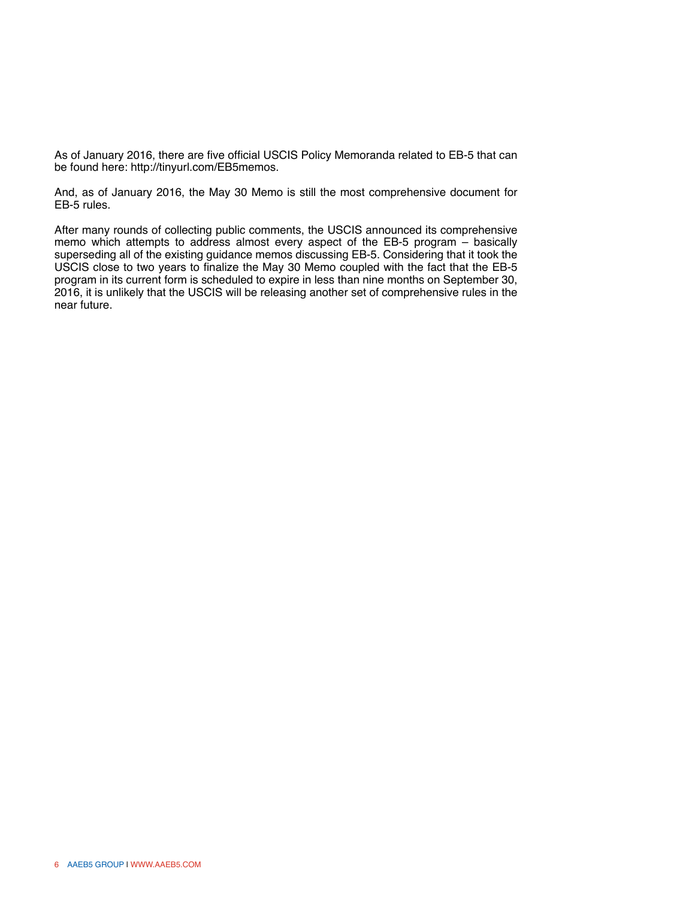As of January 2016, there are five official USCIS Policy Memoranda related to EB-5 that can be found here: http://tinyurl.com/EB5memos.

And, as of January 2016, the May 30 Memo is still the most comprehensive document for EB-5 rules.

After many rounds of collecting public comments, the USCIS announced its comprehensive memo which attempts to address almost every aspect of the EB-5 program – basically superseding all of the existing guidance memos discussing EB-5. Considering that it took the USCIS close to two years to finalize the May 30 Memo coupled with the fact that the EB-5 program in its current form is scheduled to expire in less than nine months on September 30, 2016, it is unlikely that the USCIS will be releasing another set of comprehensive rules in the near future.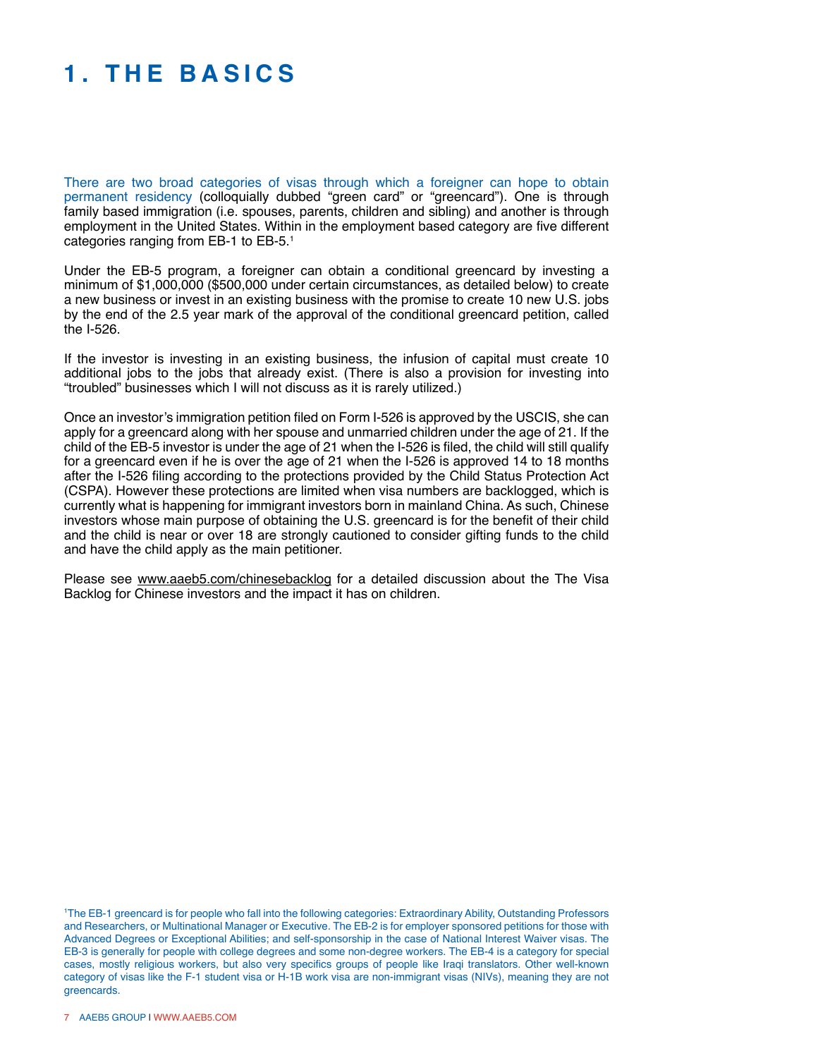# 1. THE BASICS

There are two broad categories of visas through which a foreigner can hope to obtain permanent residency (colloquially dubbed "green card" or "greencard"). One is through family based immigration (i.e. spouses, parents, children and sibling) and another is through employment in the United States. Within in the employment based category are five different categories ranging from EB-1 to EB-5.[1]

Under the EB-5 program, a foreigner can obtain a conditional greencard by investing a minimum of $1,000,000 ($500,000 under certain circumstances, as detailed below) to create a new business or invest in an existing business with the promise to create 10 new U.S. jobs by the end of the 2.5 year mark of the approval of the conditional greencard petition, called the I-526.

If the investor is investing in an existing business, the infusion of capital must create 10 additional jobs to the jobs that already exist. (There is also a provision for investing into "troubled" businesses which I will not discuss as it is rarely utilized.)

Once an investor's immigration petition filed on Form I-526 is approved by the USCIS, she can apply for a greencard along with her spouse and unmarried children under the age of 21. If the child of the EB-5 investor is under the age of 21 when the I-526 is filed, the child will still qualify for a greencard even if he is over the age of 21 when the I-526 is approved 14 to 18 months after the I-526 filing according to the protections provided by the Child Status Protection Act (CSPA). However these protections are limited when visa numbers are backlogged, which is currently what is happening for immigrant investors born in mainland China. As such, Chinese investors whose main purpose of obtaining the U.S. greencard is for the benefit of their child and the child is near or over 18 are strongly cautioned to consider gifting funds to the child and have the child apply as the main petitioner.

Please see www.aaeb5.com/chinesebacklog for a detailed discussion about the The Visa Backlog for Chinese investors and the impact it has on children.

[1] The EB-1 greencard is for people who fall into the following categories: Extraordinary Ability, Outstanding Professors and Researchers, or Multinational Manager or Executive. The EB-2 is for employer sponsored petitions for those with Advanced Degrees or Exceptional Abilities; and self-sponsorship in the case of National Interest Waiver visas. The EB-3 is generally for people with college degrees and some non-degree workers. The EB-4 is a category for special cases, mostly religious workers, but also very specifics groups of people like Iraqi translators. Other well-known category of visas like the F-1 student visa or H-1B work visa are non-immigrant visas (NIVs), meaning they are not greencards.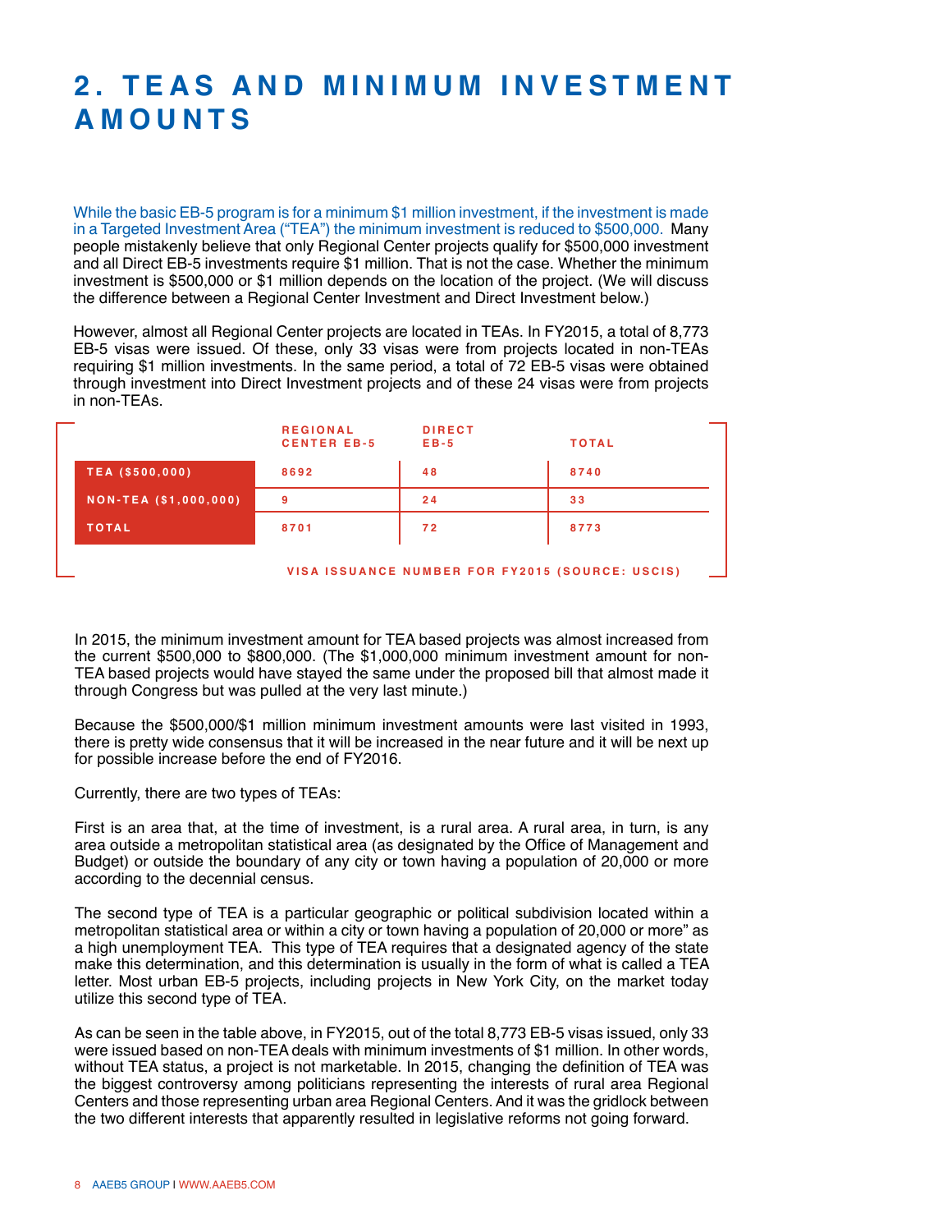# 2. TEAS AND MINIMUM INVESTMENT AMOUNTS

While the basic EB-5 program is for a minimum $1 million investment, if the investment is made in a Targeted Investment Area ("TEA") the minimum investment is reduced to $500,000. Many people mistakenly believe that only Regional Center projects qualify for $500,000 investment and all Direct EB-5 investments require $1 million. That is not the case. Whether the minimum investment is $500,000 or $1 million depends on the location of the project. (We will discuss the difference between a Regional Center Investment and Direct Investment below.)

However, almost all Regional Center projects are located in TEAs. In FY2015, a total of 8,773 EB-5 visas were issued. Of these, only 33 visas were from projects located in non-TEAs requiring $1 million investments. In the same period, a total of 72 EB-5 visas were obtained through investment into Direct Investment projects and of these 24 visas were from projects in non-TEAs.

| | REGIONAL CENTER EB-5 | DIRECT EB-5 | TOTAL |
|---|---|---|---|
| TEA ($500,000) | 8692 | 48 | 8740 |
| NON-TEA ($1,000,000) | 9 | 24 | 33 |
| TOTAL | 8701 | 72 | 8773 |

VISA ISSUANCE NUMBER FOR FY2015 (SOURCE: USCIS)

In 2015, the minimum investment amount for TEA based projects was almost increased from the current $500,000 to $800,000. (The $1,000,000 minimum investment amount for non-TEA based projects would have stayed the same under the proposed bill that almost made it through Congress but was pulled at the very last minute.)

Because the $500,000/$1 million minimum investment amounts were last visited in 1993, there is pretty wide consensus that it will be increased in the near future and it will be next up for possible increase before the end of FY2016.

Currently, there are two types of TEAs:

First is an area that, at the time of investment, is a rural area. A rural area, in turn, is any area outside a metropolitan statistical area (as designated by the Office of Management and Budget) or outside the boundary of any city or town having a population of 20,000 or more according to the decennial census.

The second type of TEA is a particular geographic or political subdivision located within a metropolitan statistical area or within a city or town having a population of 20,000 or more" as a high unemployment TEA. This type of TEA requires that a designated agency of the state make this determination, and this determination is usually in the form of what is called a TEA letter. Most urban EB-5 projects, including projects in New York City, on the market today utilize this second type of TEA.

As can be seen in the table above, in FY2015, out of the total 8,773 EB-5 visas issued, only 33 were issued based on non-TEA deals with minimum investments of $1 million. In other words, without TEA status, a project is not marketable. In 2015, changing the definition of TEA was the biggest controversy among politicians representing the interests of rural area Regional Centers and those representing urban area Regional Centers. And it was the gridlock between the two different interests that apparently resulted in legislative reforms not going forward.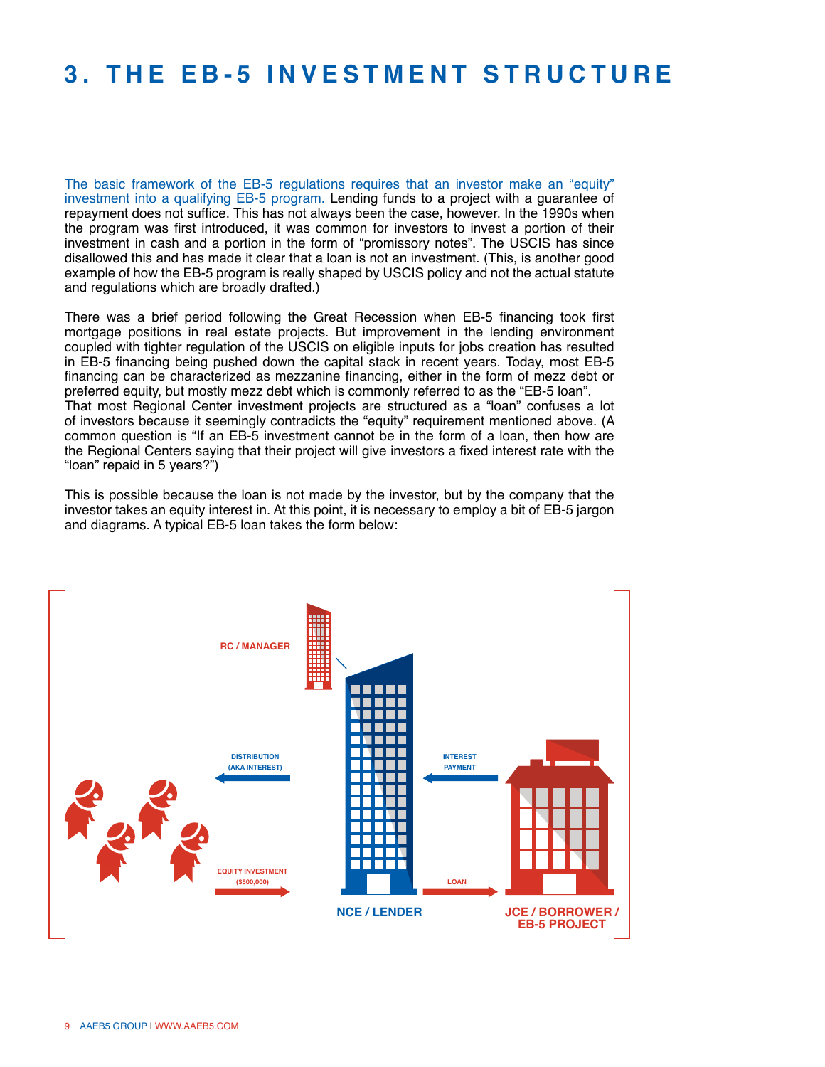# 3. THE EB-5 INVESTMENT STRUCTURE

The basic framework of the EB-5 regulations requires that an investor make an "equity" investment into a qualifying EB-5 program. Lending funds to a project with a guarantee of repayment does not suffice. This has not always been the case, however. In the 1990s when the program was first introduced, it was common for investors to invest a portion of their investment in cash and a portion in the form of "promissory notes". The USCIS has since disallowed this and has made it clear that a loan is not an investment. (This, is another good example of how the EB-5 program is really shaped by USCIS policy and not the actual statute and regulations which are broadly drafted.)

There was a brief period following the Great Recession when EB-5 financing took first mortgage positions in real estate projects. But improvement in the lending environment coupled with tighter regulation of the USCIS on eligible inputs for jobs creation has resulted in EB-5 financing being pushed down the capital stack in recent years. Today, most EB-5 financing can be characterized as mezzanine financing, either in the form of mezz debt or preferred equity, but mostly mezz debt which is commonly referred to as the "EB-5 loan".

That most Regional Center investment projects are structured as a "loan" confuses a lot of investors because it seemingly contradicts the "equity" requirement mentioned above. (A common question is "If an EB-5 investment cannot be in the form of a loan, then how are the Regional Centers saying that their project will give investors a fixed interest rate with the "loan" repaid in 5 years?")

This is possible because the loan is not made by the investor, but by the company that the investor takes an equity interest in. At this point, it is necessary to employ a bit of EB-5 jargon and diagrams. A typical EB-5 loan takes the form below:

RC / MANAGER

DISTRIBUTION (AKA INTEREST)

INTEREST PAYMENT

EQUITY INVESTMENT ($500,000)

LOAN

NCE / LENDER

JCE / BORROWER / EB-5 PROJECT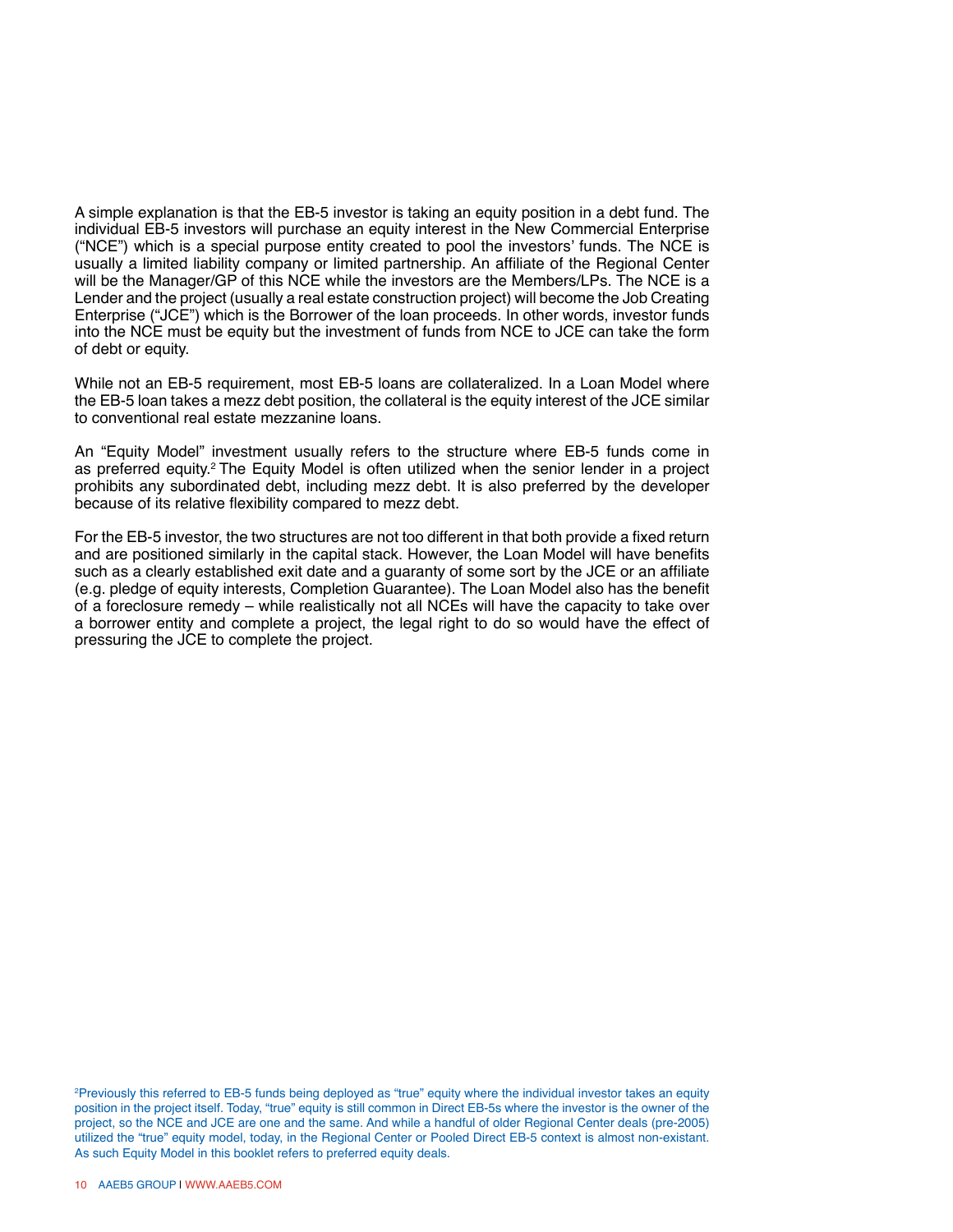A simple explanation is that the EB-5 investor is taking an equity position in a debt fund. The individual EB-5 investors will purchase an equity interest in the New Commercial Enterprise ("NCE") which is a special purpose entity created to pool the investors' funds. The NCE is usually a limited liability company or limited partnership. An affiliate of the Regional Center will be the Manager/GP of this NCE while the investors are the Members/LPs. The NCE is a Lender and the project (usually a real estate construction project) will become the Job Creating Enterprise ("JCE") which is the Borrower of the loan proceeds. In other words, investor funds into the NCE must be equity but the investment of funds from NCE to JCE can take the form of debt or equity.

While not an EB-5 requirement, most EB-5 loans are collateralized. In a Loan Model where the EB-5 loan takes a mezz debt position, the collateral is the equity interest of the JCE similar to conventional real estate mezzanine loans.

An "Equity Model" investment usually refers to the structure where EB-5 funds come in as preferred equity.[2] The Equity Model is often utilized when the senior lender in a project prohibits any subordinated debt, including mezz debt. It is also preferred by the developer because of its relative flexibility compared to mezz debt.

For the EB-5 investor, the two structures are not too different in that both provide a fixed return and are positioned similarly in the capital stack. However, the Loan Model will have benefits such as a clearly established exit date and a guaranty of some sort by the JCE or an affiliate (e.g. pledge of equity interests, Completion Guarantee). The Loan Model also has the benefit of a foreclosure remedy – while realistically not all NCEs will have the capacity to take over a borrower entity and complete a project, the legal right to do so would have the effect of pressuring the JCE to complete the project.

[2]Previously this referred to EB-5 funds being deployed as "true" equity where the individual investor takes an equity position in the project itself. Today, "true" equity is still common in Direct EB-5s where the investor is the owner of the project, so the NCE and JCE are one and the same. And while a handful of older Regional Center deals (pre-2005) utilized the "true" equity model, today, in the Regional Center or Pooled Direct EB-5 context is almost non-existant. As such Equity Model in this booklet refers to preferred equity deals.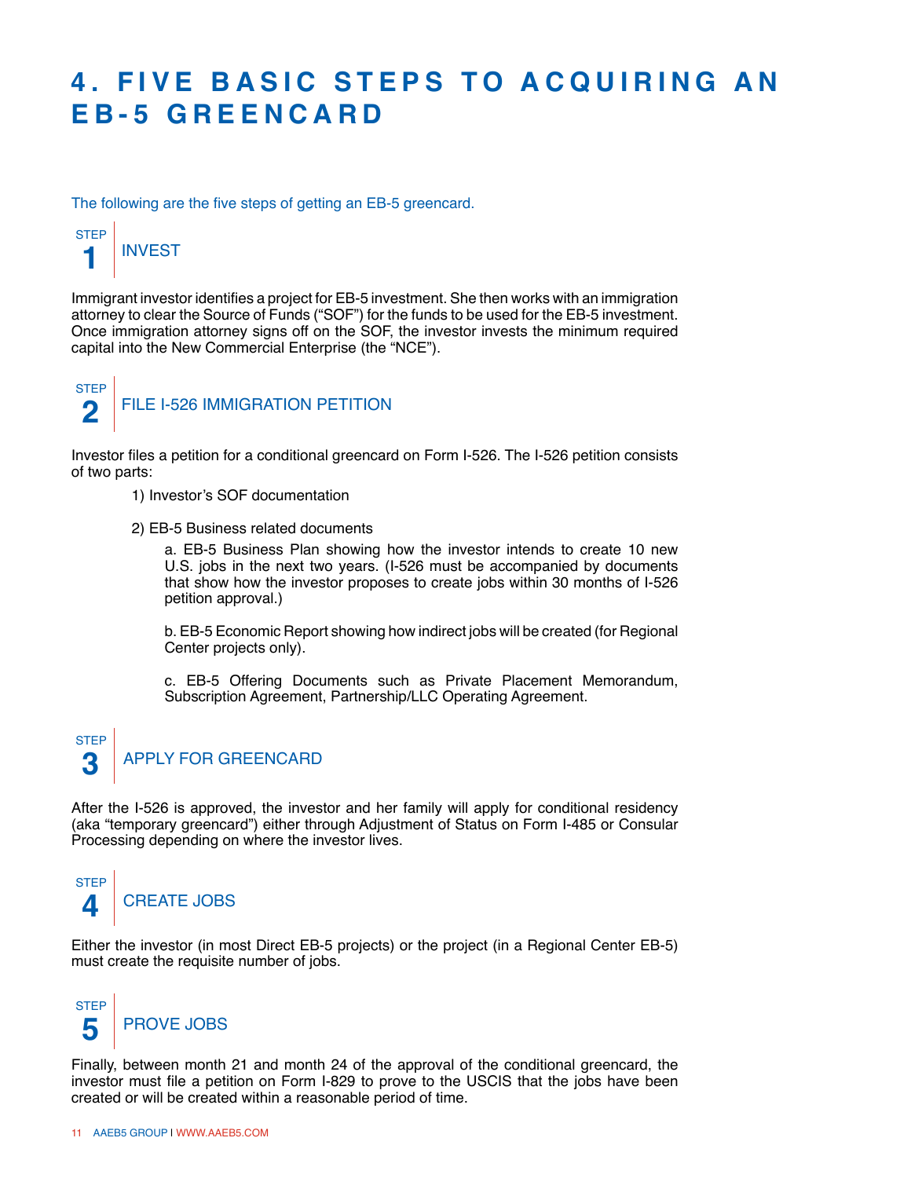# 4. FIVE BASIC STEPS TO ACQUIRING AN EB-5 GREENCARD

The following are the five steps of getting an EB-5 greencard.

## STEP 1 | INVEST

Immigrant investor identifies a project for EB-5 investment. She then works with an immigration attorney to clear the Source of Funds ("SOF") for the funds to be used for the EB-5 investment. Once immigration attorney signs off on the SOF, the investor invests the minimum required capital into the New Commercial Enterprise (the "NCE").

## STEP 2 | FILE I-526 IMMIGRATION PETITION

Investor files a petition for a conditional greencard on Form I-526. The I-526 petition consists of two parts:

1) Investor's SOF documentation

2) EB-5 Business related documents

   a. EB-5 Business Plan showing how the investor intends to create 10 new U.S. jobs in the next two years. (I-526 must be accompanied by documents that show how the investor proposes to create jobs within 30 months of I-526 petition approval.)

   b. EB-5 Economic Report showing how indirect jobs will be created (for Regional Center projects only).

   c. EB-5 Offering Documents such as Private Placement Memorandum, Subscription Agreement, Partnership/LLC Operating Agreement.

## STEP 3 | APPLY FOR GREENCARD

After the I-526 is approved, the investor and her family will apply for conditional residency (aka "temporary greencard") either through Adjustment of Status on Form I-485 or Consular Processing depending on where the investor lives.

## STEP 4 | CREATE JOBS

Either the investor (in most Direct EB-5 projects) or the project (in a Regional Center EB-5) must create the requisite number of jobs.

## STEP 5 | PROVE JOBS

Finally, between month 21 and month 24 of the approval of the conditional greencard, the investor must file a petition on Form I-829 to prove to the USCIS that the jobs have been created or will be created within a reasonable period of time.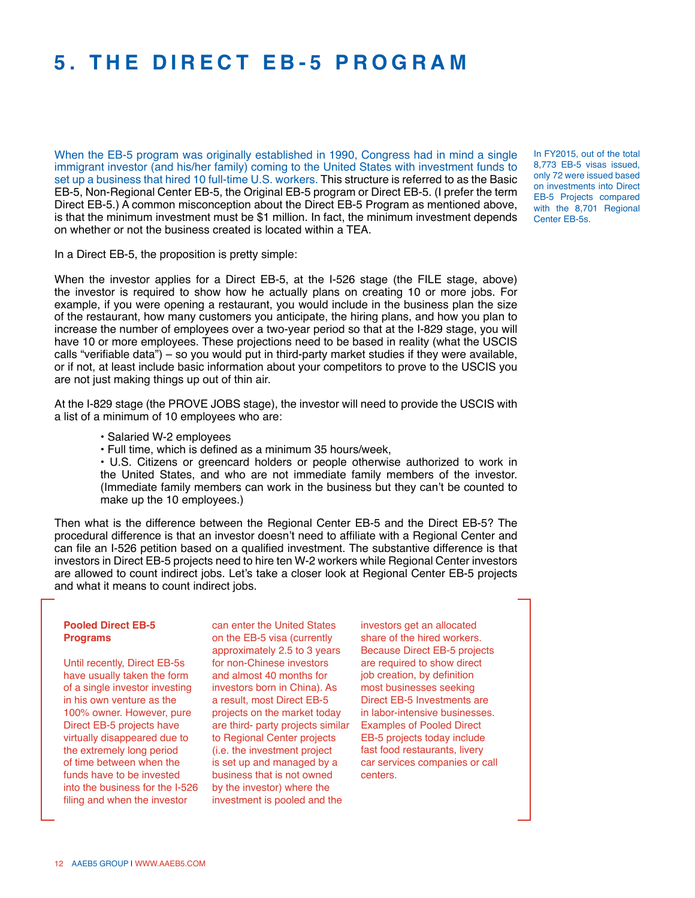# 5. THE DIRECT EB-5 PROGRAM

When the EB-5 program was originally established in 1990, Congress had in mind a single immigrant investor (and his/her family) coming to the United States with investment funds to set up a business that hired 10 full-time U.S. workers. This structure is referred to as the Basic EB-5, Non-Regional Center EB-5, the Original EB-5 program or Direct EB-5. (I prefer the term Direct EB-5.) A common misconception about the Direct EB-5 Program as mentioned above, is that the minimum investment must be $1 million. In fact, the minimum investment depends on whether or not the business created is located within a TEA.

In FY2015, out of the total 8,773 EB-5 visas issued, only 72 were issued based on investments into Direct EB-5 Projects compared with the 8,701 Regional Center EB-5s.

In a Direct EB-5, the proposition is pretty simple:

When the investor applies for a Direct EB-5, at the I-526 stage (the FILE stage, above) the investor is required to show how he actually plans on creating 10 or more jobs. For example, if you were opening a restaurant, you would include in the business plan the size of the restaurant, how many customers you anticipate, the hiring plans, and how you plan to increase the number of employees over a two-year period so that at the I-829 stage, you will have 10 or more employees. These projections need to be based in reality (what the USCIS calls "verifiable data") – so you would put in third-party market studies if they were available, or if not, at least include basic information about your competitors to prove to the USCIS you are not just making things up out of thin air.

At the I-829 stage (the PROVE JOBS stage), the investor will need to provide the USCIS with a list of a minimum of 10 employees who are:

- Salaried W-2 employees
- Full time, which is defined as a minimum 35 hours/week,
- U.S. Citizens or greencard holders or people otherwise authorized to work in the United States, and who are not immediate family members of the investor. (Immediate family members can work in the business but they can't be counted to make up the 10 employees.)

Then what is the difference between the Regional Center EB-5 and the Direct EB-5? The procedural difference is that an investor doesn't need to affiliate with a Regional Center and can file an I-526 petition based on a qualified investment. The substantive difference is that investors in Direct EB-5 projects need to hire ten W-2 workers while Regional Center investors are allowed to count indirect jobs. Let's take a closer look at Regional Center EB-5 projects and what it means to count indirect jobs.

**Pooled Direct EB-5 Programs**

Until recently, Direct EB-5s have usually taken the form of a single investor investing in his own venture as the 100% owner. However, pure Direct EB-5 projects have virtually disappeared due to the extremely long period of time between when the funds have to be invested into the business for the I-526 filing and when the investor can enter the United States on the EB-5 visa (currently approximately 2.5 to 3 years for non-Chinese investors and almost 40 months for investors born in China). As a result, most Direct EB-5 projects on the market today are third- party projects similar to Regional Center projects (i.e. the investment project is set up and managed by a business that is not owned by the investor) where the investment is pooled and the investors get an allocated share of the hired workers. Because Direct EB-5 projects are required to show direct job creation, by definition most businesses seeking Direct EB-5 Investments are in labor-intensive businesses. Examples of Pooled Direct EB-5 projects today include fast food restaurants, livery car services companies or call centers.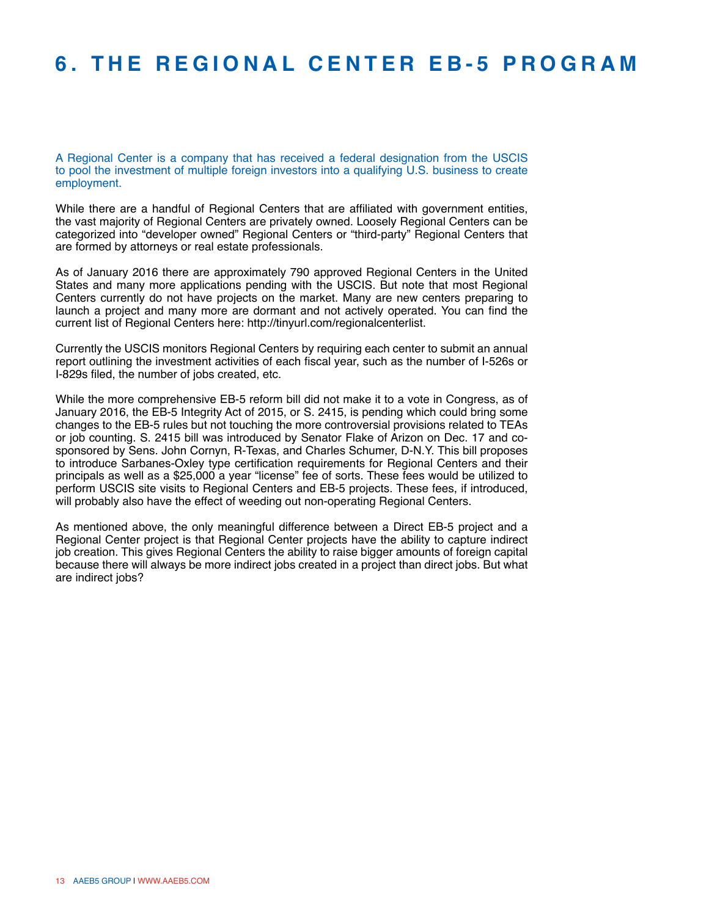# 6. THE REGIONAL CENTER EB-5 PROGRAM

A Regional Center is a company that has received a federal designation from the USCIS to pool the investment of multiple foreign investors into a qualifying U.S. business to create employment.

While there are a handful of Regional Centers that are affiliated with government entities, the vast majority of Regional Centers are privately owned. Loosely Regional Centers can be categorized into "developer owned" Regional Centers or "third-party" Regional Centers that are formed by attorneys or real estate professionals.

As of January 2016 there are approximately 790 approved Regional Centers in the United States and many more applications pending with the USCIS. But note that most Regional Centers currently do not have projects on the market. Many are new centers preparing to launch a project and many more are dormant and not actively operated. You can find the current list of Regional Centers here: http://tinyurl.com/regionalcenterlist.

Currently the USCIS monitors Regional Centers by requiring each center to submit an annual report outlining the investment activities of each fiscal year, such as the number of I-526s or I-829s filed, the number of jobs created, etc.

While the more comprehensive EB-5 reform bill did not make it to a vote in Congress, as of January 2016, the EB-5 Integrity Act of 2015, or S. 2415, is pending which could bring some changes to the EB-5 rules but not touching the more controversial provisions related to TEAs or job counting. S. 2415 bill was introduced by Senator Flake of Arizon on Dec. 17 and co-sponsored by Sens. John Cornyn, R-Texas, and Charles Schumer, D-N.Y. This bill proposes to introduce Sarbanes-Oxley type certification requirements for Regional Centers and their principals as well as a $25,000 a year "license" fee of sorts. These fees would be utilized to perform USCIS site visits to Regional Centers and EB-5 projects. These fees, if introduced, will probably also have the effect of weeding out non-operating Regional Centers.

As mentioned above, the only meaningful difference between a Direct EB-5 project and a Regional Center project is that Regional Center projects have the ability to capture indirect job creation. This gives Regional Centers the ability to raise bigger amounts of foreign capital because there will always be more indirect jobs created in a project than direct jobs. But what are indirect jobs?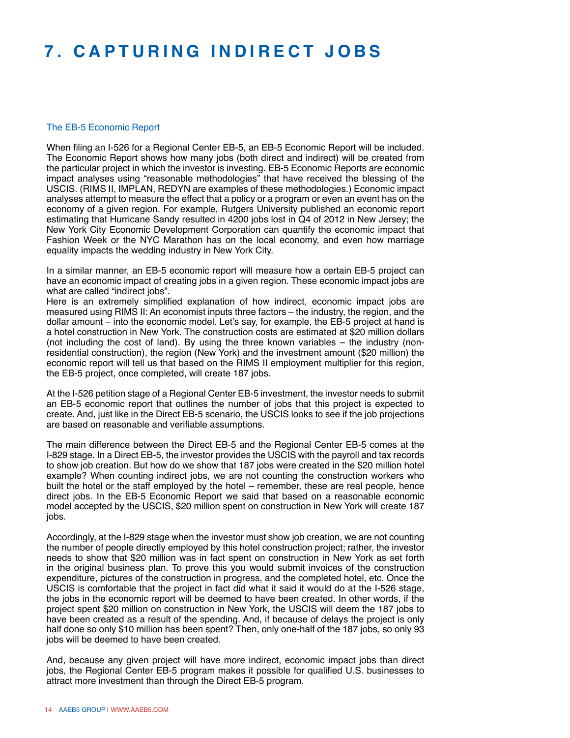# 7. CAPTURING INDIRECT JOBS

## The EB-5 Economic Report

When filing an I-526 for a Regional Center EB-5, an EB-5 Economic Report will be included. The Economic Report shows how many jobs (both direct and indirect) will be created from the particular project in which the investor is investing. EB-5 Economic Reports are economic impact analyses using "reasonable methodologies" that have received the blessing of the USCIS. (RIMS II, IMPLAN, REDYN are examples of these methodologies.) Economic impact analyses attempt to measure the effect that a policy or a program or even an event has on the economy of a given region. For example, Rutgers University published an economic report estimating that Hurricane Sandy resulted in 4200 jobs lost in Q4 of 2012 in New Jersey; the New York City Economic Development Corporation can quantify the economic impact that Fashion Week or the NYC Marathon has on the local economy, and even how marriage equality impacts the wedding industry in New York City.

In a similar manner, an EB-5 economic report will measure how a certain EB-5 project can have an economic impact of creating jobs in a given region. These economic impact jobs are what are called "indirect jobs".

Here is an extremely simplified explanation of how indirect, economic impact jobs are measured using RIMS II: An economist inputs three factors – the industry, the region, and the dollar amount – into the economic model. Let's say, for example, the EB-5 project at hand is a hotel construction in New York. The construction costs are estimated at $20 million dollars (not including the cost of land). By using the three known variables – the industry (non-residential construction), the region (New York) and the investment amount ($20 million) the economic report will tell us that based on the RIMS II employment multiplier for this region, the EB-5 project, once completed, will create 187 jobs.

At the I-526 petition stage of a Regional Center EB-5 investment, the investor needs to submit an EB-5 economic report that outlines the number of jobs that this project is expected to create. And, just like in the Direct EB-5 scenario, the USCIS looks to see if the job projections are based on reasonable and verifiable assumptions.

The main difference between the Direct EB-5 and the Regional Center EB-5 comes at the I-829 stage. In a Direct EB-5, the investor provides the USCIS with the payroll and tax records to show job creation. But how do we show that 187 jobs were created in the $20 million hotel example? When counting indirect jobs, we are not counting the construction workers who built the hotel or the staff employed by the hotel – remember, these are real people, hence direct jobs. In the EB-5 Economic Report we said that based on a reasonable economic model accepted by the USCIS, $20 million spent on construction in New York will create 187 jobs.

Accordingly, at the I-829 stage when the investor must show job creation, we are not counting the number of people directly employed by this hotel construction project; rather, the investor needs to show that $20 million was in fact spent on construction in New York as set forth in the original business plan. To prove this you would submit invoices of the construction expenditure, pictures of the construction in progress, and the completed hotel, etc. Once the USCIS is comfortable that the project in fact did what it said it would do at the I-526 stage, the jobs in the economic report will be deemed to have been created. In other words, if the project spent $20 million on construction in New York, the USCIS will deem the 187 jobs to have been created as a result of the spending. And, if because of delays the project is only half done so only $10 million has been spent? Then, only one-half of the 187 jobs, so only 93 jobs will be deemed to have been created.

And, because any given project will have more indirect, economic impact jobs than direct jobs, the Regional Center EB-5 program makes it possible for qualified U.S. businesses to attract more investment than through the Direct EB-5 program.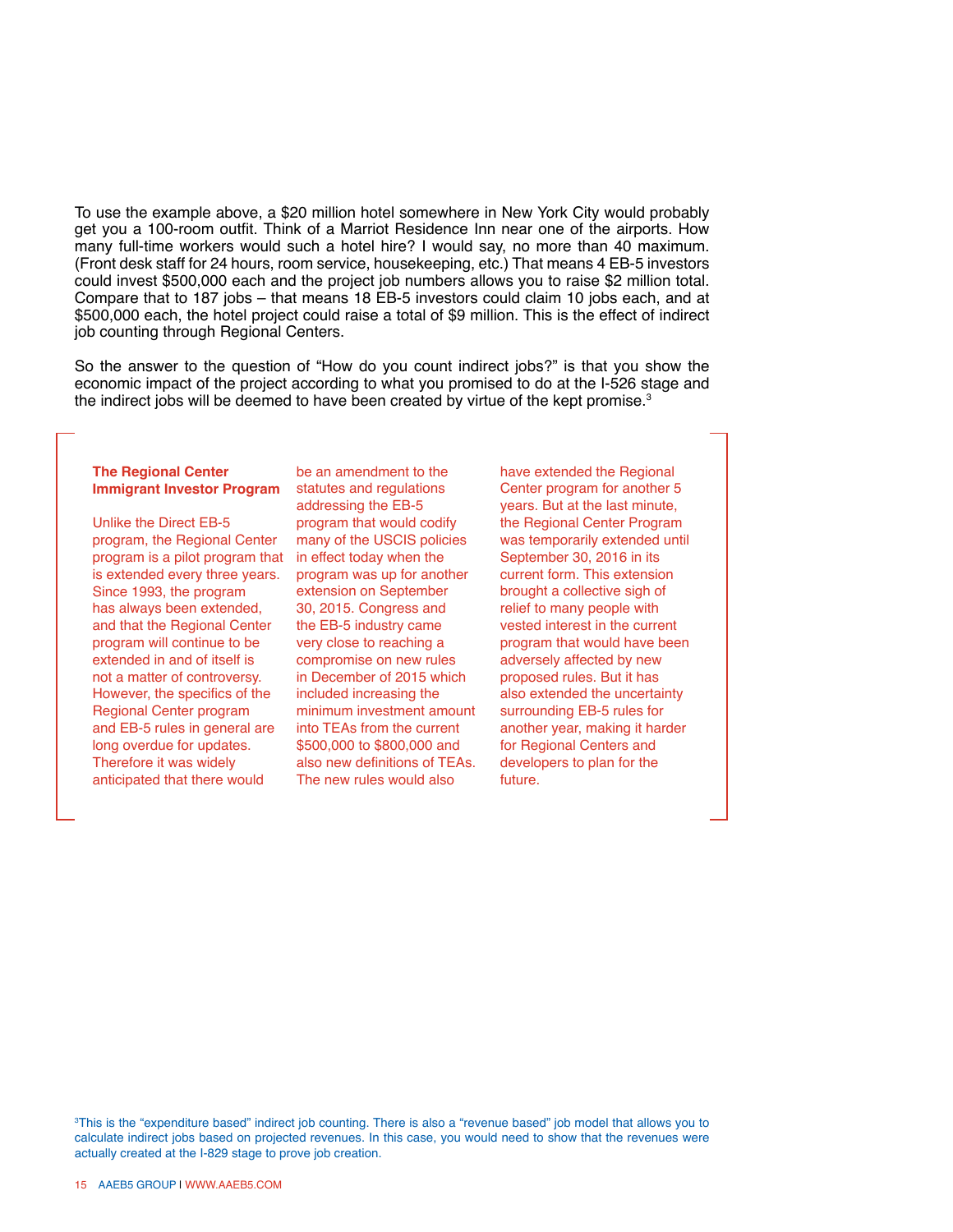To use the example above, a $20 million hotel somewhere in New York City would probably get you a 100-room outfit. Think of a Marriot Residence Inn near one of the airports. How many full-time workers would such a hotel hire? I would say, no more than 40 maximum. (Front desk staff for 24 hours, room service, housekeeping, etc.) That means 4 EB-5 investors could invest $500,000 each and the project job numbers allows you to raise $2 million total. Compare that to 187 jobs – that means 18 EB-5 investors could claim 10 jobs each, and at $500,000 each, the hotel project could raise a total of $9 million. This is the effect of indirect job counting through Regional Centers.

So the answer to the question of "How do you count indirect jobs?" is that you show the economic impact of the project according to what you promised to do at the I-526 stage and the indirect jobs will be deemed to have been created by virtue of the kept promise.[3]

**The Regional Center Immigrant Investor Program**

Unlike the Direct EB-5 program, the Regional Center program is a pilot program that is extended every three years. Since 1993, the program has always been extended, and that the Regional Center program will continue to be extended in and of itself is not a matter of controversy. However, the specifics of the Regional Center program and EB-5 rules in general are long overdue for updates. Therefore it was widely anticipated that there would be an amendment to the statutes and regulations addressing the EB-5 program that would codify many of the USCIS policies in effect today when the program was up for another extension on September 30, 2015. Congress and the EB-5 industry came very close to reaching a compromise on new rules in December of 2015 which included increasing the minimum investment amount into TEAs from the current $500,000 to $800,000 and also new definitions of TEAs. The new rules would also have extended the Regional Center program for another 5 years. But at the last minute, the Regional Center Program was temporarily extended until September 30, 2016 in its current form. This extension brought a collective sigh of relief to many people with vested interest in the current program that would have been adversely affected by new proposed rules. But it has also extended the uncertainty surrounding EB-5 rules for another year, making it harder for Regional Centers and developers to plan for the future.

[3] This is the "expenditure based" indirect job counting. There is also a "revenue based" job model that allows you to calculate indirect jobs based on projected revenues. In this case, you would need to show that the revenues were actually created at the I-829 stage to prove job creation.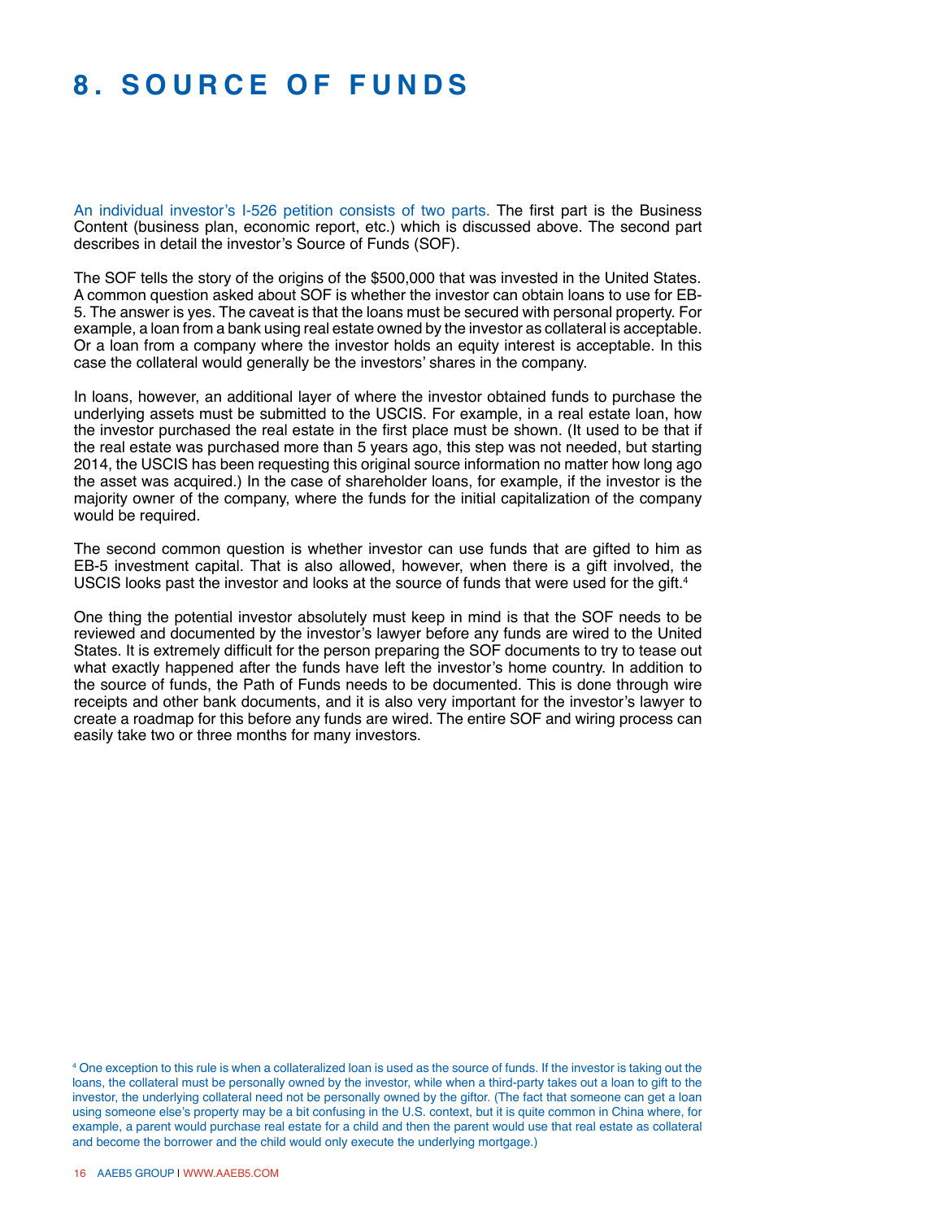# 8. SOURCE OF FUNDS

An individual investor's I-526 petition consists of two parts. The first part is the Business Content (business plan, economic report, etc.) which is discussed above. The second part describes in detail the investor's Source of Funds (SOF).

The SOF tells the story of the origins of the $500,000 that was invested in the United States. A common question asked about SOF is whether the investor can obtain loans to use for EB-5. The answer is yes. The caveat is that the loans must be secured with personal property. For example, a loan from a bank using real estate owned by the investor as collateral is acceptable. Or a loan from a company where the investor holds an equity interest is acceptable. In this case the collateral would generally be the investors' shares in the company.

In loans, however, an additional layer of where the investor obtained funds to purchase the underlying assets must be submitted to the USCIS. For example, in a real estate loan, how the investor purchased the real estate in the first place must be shown. (It used to be that if the real estate was purchased more than 5 years ago, this step was not needed, but starting 2014, the USCIS has been requesting this original source information no matter how long ago the asset was acquired.) In the case of shareholder loans, for example, if the investor is the majority owner of the company, where the funds for the initial capitalization of the company would be required.

The second common question is whether investor can use funds that are gifted to him as EB-5 investment capital. That is also allowed, however, when there is a gift involved, the USCIS looks past the investor and looks at the source of funds that were used for the gift.[4]

One thing the potential investor absolutely must keep in mind is that the SOF needs to be reviewed and documented by the investor's lawyer before any funds are wired to the United States. It is extremely difficult for the person preparing the SOF documents to try to tease out what exactly happened after the funds have left the investor's home country. In addition to the source of funds, the Path of Funds needs to be documented. This is done through wire receipts and other bank documents, and it is also very important for the investor's lawyer to create a roadmap for this before any funds are wired. The entire SOF and wiring process can easily take two or three months for many investors.

[4] One exception to this rule is when a collateralized loan is used as the source of funds. If the investor is taking out the loans, the collateral must be personally owned by the investor, while when a third-party takes out a loan to gift to the investor, the underlying collateral need not be personally owned by the giftor. (The fact that someone can get a loan using someone else's property may be a bit confusing in the U.S. context, but it is quite common in China where, for example, a parent would purchase real estate for a child and then the parent would use that real estate as collateral and become the borrower and the child would only execute the underlying mortgage.)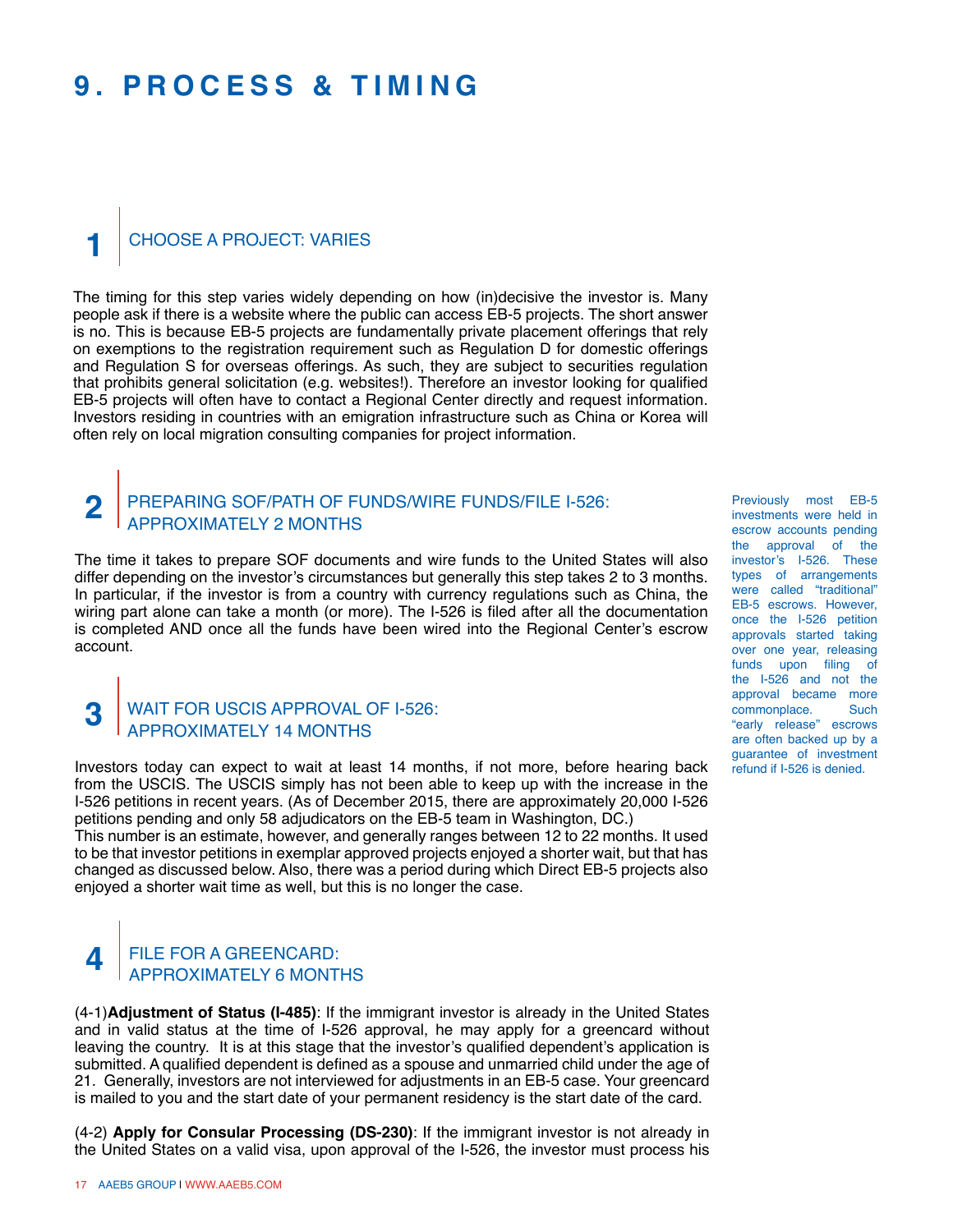# 9. PROCESS & TIMING

## 1 CHOOSE A PROJECT: VARIES

The timing for this step varies widely depending on how (in)decisive the investor is. Many people ask if there is a website where the public can access EB-5 projects. The short answer is no. This is because EB-5 projects are fundamentally private placement offerings that rely on exemptions to the registration requirement such as Regulation D for domestic offerings and Regulation S for overseas offerings. As such, they are subject to securities regulation that prohibits general solicitation (e.g. websites!). Therefore an investor looking for qualified EB-5 projects will often have to contact a Regional Center directly and request information. Investors residing in countries with an emigration infrastructure such as China or Korea will often rely on local migration consulting companies for project information.

## 2 PREPARING SOF/PATH OF FUNDS/WIRE FUNDS/FILE I-526: APPROXIMATELY 2 MONTHS

The time it takes to prepare SOF documents and wire funds to the United States will also differ depending on the investor's circumstances but generally this step takes 2 to 3 months. In particular, if the investor is from a country with currency regulations such as China, the wiring part alone can take a month (or more). The I-526 is filed after all the documentation is completed AND once all the funds have been wired into the Regional Center's escrow account.

Previously most EB-5 investments were held in escrow accounts pending the approval of the investor's I-526. These types of arrangements were called "traditional" EB-5 escrows. However, once the I-526 petition approvals started taking over one year, releasing funds upon filing of the I-526 and not the approval became more commonplace. Such "early release" escrows are often backed up by a guarantee of investment refund if I-526 is denied.

## 3 WAIT FOR USCIS APPROVAL OF I-526: APPROXIMATELY 14 MONTHS

Investors today can expect to wait at least 14 months, if not more, before hearing back from the USCIS. The USCIS simply has not been able to keep up with the increase in the I-526 petitions in recent years. (As of December 2015, there are approximately 20,000 I-526 petitions pending and only 58 adjudicators on the EB-5 team in Washington, DC.)
This number is an estimate, however, and generally ranges between 12 to 22 months. It used to be that investor petitions in exemplar approved projects enjoyed a shorter wait, but that has changed as discussed below. Also, there was a period during which Direct EB-5 projects also enjoyed a shorter wait time as well, but this is no longer the case.

## 4 FILE FOR A GREENCARD: APPROXIMATELY 6 MONTHS

(4-1)**Adjustment of Status (I-485)**: If the immigrant investor is already in the United States and in valid status at the time of I-526 approval, he may apply for a greencard without leaving the country. It is at this stage that the investor's qualified dependent's application is submitted. A qualified dependent is defined as a spouse and unmarried child under the age of 21. Generally, investors are not interviewed for adjustments in an EB-5 case. Your greencard is mailed to you and the start date of your permanent residency is the start date of the card.

(4-2) **Apply for Consular Processing (DS-230)**: If the immigrant investor is not already in the United States on a valid visa, upon approval of the I-526, the investor must process his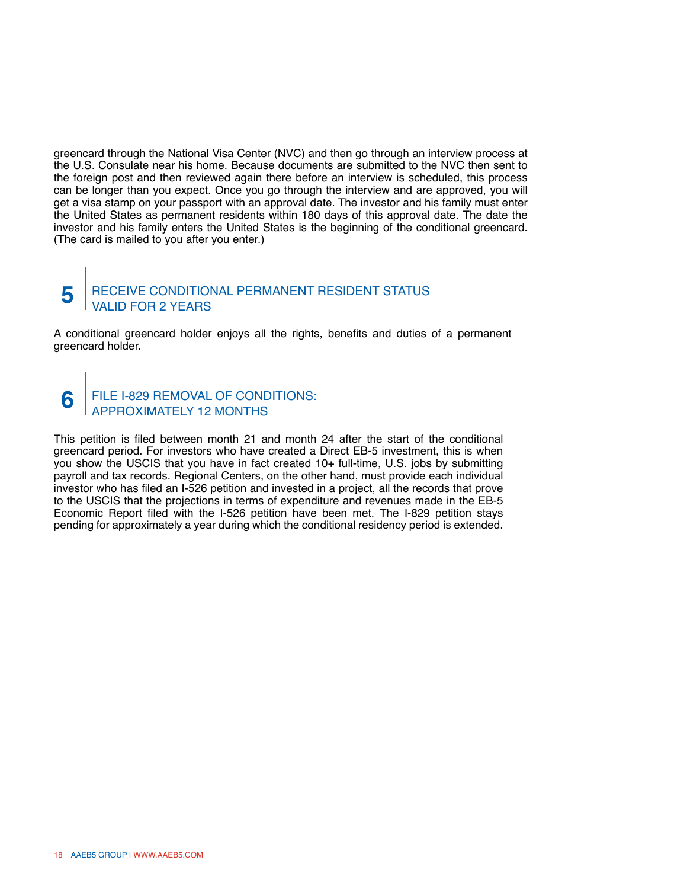greencard through the National Visa Center (NVC) and then go through an interview process at the U.S. Consulate near his home. Because documents are submitted to the NVC then sent to the foreign post and then reviewed again there before an interview is scheduled, this process can be longer than you expect. Once you go through the interview and are approved, you will get a visa stamp on your passport with an approval date. The investor and his family must enter the United States as permanent residents within 180 days of this approval date. The date the investor and his family enters the United States is the beginning of the conditional greencard. (The card is mailed to you after you enter.)

## 5 RECEIVE CONDITIONAL PERMANENT RESIDENT STATUS VALID FOR 2 YEARS

A conditional greencard holder enjoys all the rights, benefits and duties of a permanent greencard holder.

## 6 FILE I-829 REMOVAL OF CONDITIONS: APPROXIMATELY 12 MONTHS

This petition is filed between month 21 and month 24 after the start of the conditional greencard period. For investors who have created a Direct EB-5 investment, this is when you show the USCIS that you have in fact created 10+ full-time, U.S. jobs by submitting payroll and tax records. Regional Centers, on the other hand, must provide each individual investor who has filed an I-526 petition and invested in a project, all the records that prove to the USCIS that the projections in terms of expenditure and revenues made in the EB-5 Economic Report filed with the I-526 petition have been met. The I-829 petition stays pending for approximately a year during which the conditional residency period is extended.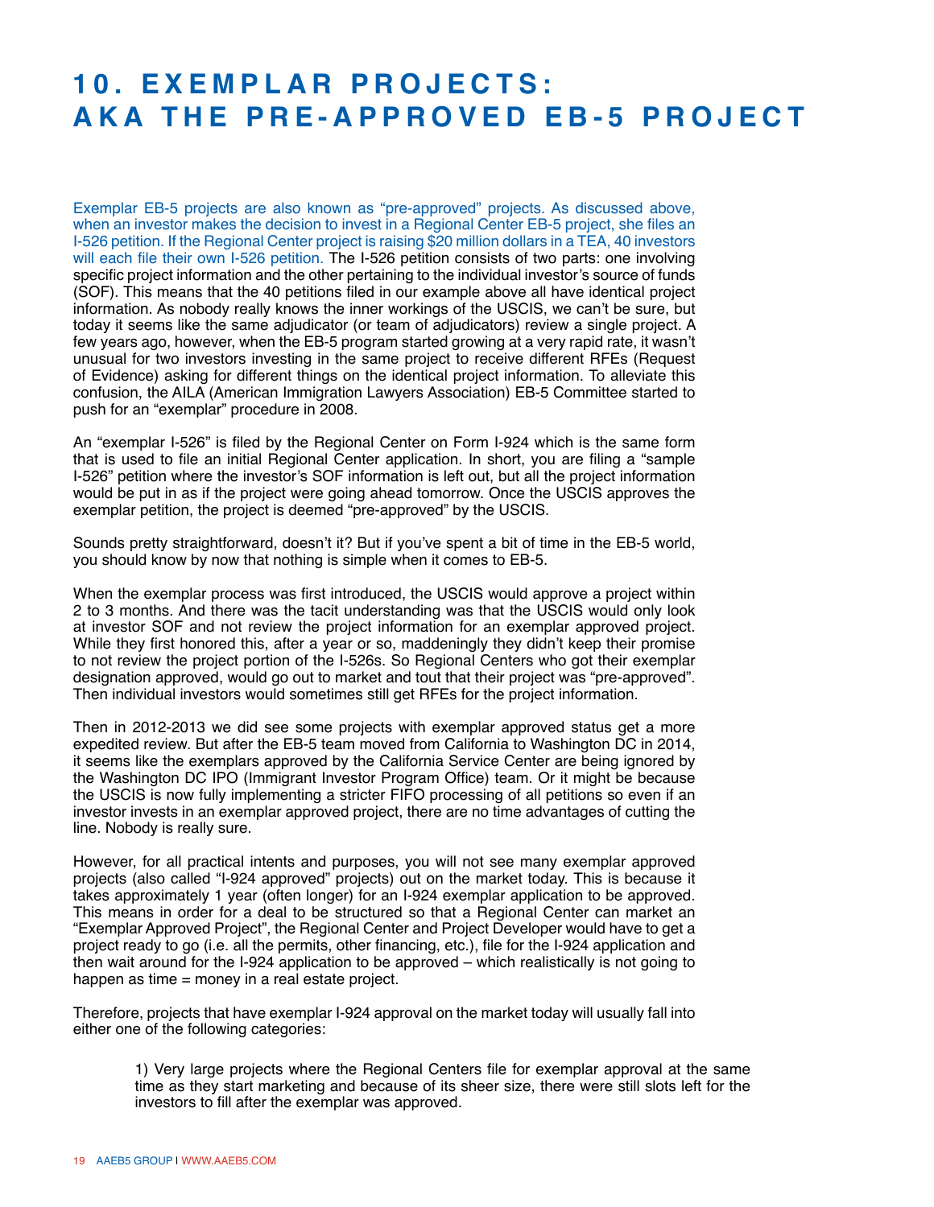# 10. EXEMPLAR PROJECTS: AKA THE PRE-APPROVED EB-5 PROJECT

Exemplar EB-5 projects are also known as "pre-approved" projects. As discussed above, when an investor makes the decision to invest in a Regional Center EB-5 project, she files an I-526 petition. If the Regional Center project is raising $20 million dollars in a TEA, 40 investors will each file their own I-526 petition. The I-526 petition consists of two parts: one involving specific project information and the other pertaining to the individual investor's source of funds (SOF). This means that the 40 petitions filed in our example above all have identical project information. As nobody really knows the inner workings of the USCIS, we can't be sure, but today it seems like the same adjudicator (or team of adjudicators) review a single project. A few years ago, however, when the EB-5 program started growing at a very rapid rate, it wasn't unusual for two investors investing in the same project to receive different RFEs (Request of Evidence) asking for different things on the identical project information. To alleviate this confusion, the AILA (American Immigration Lawyers Association) EB-5 Committee started to push for an "exemplar" procedure in 2008.

An "exemplar I-526" is filed by the Regional Center on Form I-924 which is the same form that is used to file an initial Regional Center application. In short, you are filing a "sample I-526" petition where the investor's SOF information is left out, but all the project information would be put in as if the project were going ahead tomorrow. Once the USCIS approves the exemplar petition, the project is deemed "pre-approved" by the USCIS.

Sounds pretty straightforward, doesn't it? But if you've spent a bit of time in the EB-5 world, you should know by now that nothing is simple when it comes to EB-5.

When the exemplar process was first introduced, the USCIS would approve a project within 2 to 3 months. And there was the tacit understanding was that the USCIS would only look at investor SOF and not review the project information for an exemplar approved project. While they first honored this, after a year or so, maddeningly they didn't keep their promise to not review the project portion of the I-526s. So Regional Centers who got their exemplar designation approved, would go out to market and tout that their project was "pre-approved". Then individual investors would sometimes still get RFEs for the project information.

Then in 2012-2013 we did see some projects with exemplar approved status get a more expedited review. But after the EB-5 team moved from California to Washington DC in 2014, it seems like the exemplars approved by the California Service Center are being ignored by the Washington DC IPO (Immigrant Investor Program Office) team. Or it might be because the USCIS is now fully implementing a stricter FIFO processing of all petitions so even if an investor invests in an exemplar approved project, there are no time advantages of cutting the line. Nobody is really sure.

However, for all practical intents and purposes, you will not see many exemplar approved projects (also called "I-924 approved" projects) out on the market today. This is because it takes approximately 1 year (often longer) for an I-924 exemplar application to be approved. This means in order for a deal to be structured so that a Regional Center can market an "Exemplar Approved Project", the Regional Center and Project Developer would have to get a project ready to go (i.e. all the permits, other financing, etc.), file for the I-924 application and then wait around for the I-924 application to be approved – which realistically is not going to happen as time = money in a real estate project.

Therefore, projects that have exemplar I-924 approval on the market today will usually fall into either one of the following categories:

1) Very large projects where the Regional Centers file for exemplar approval at the same time as they start marketing and because of its sheer size, there were still slots left for the investors to fill after the exemplar was approved.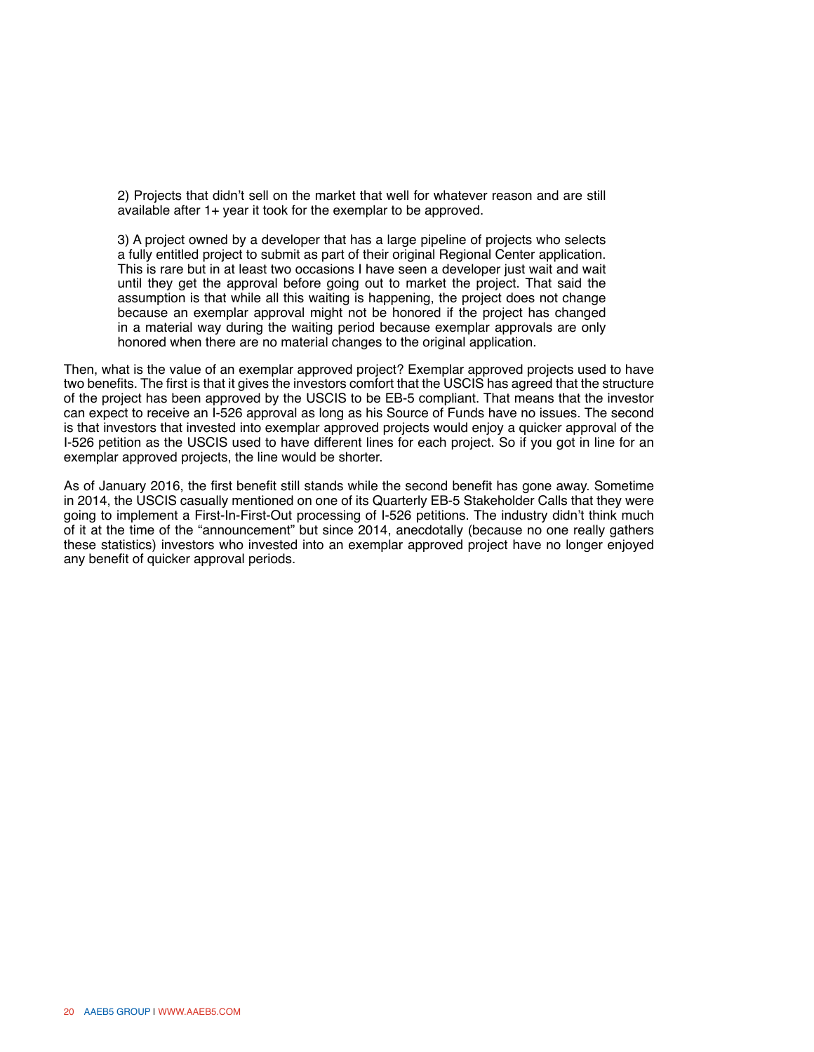2) Projects that didn't sell on the market that well for whatever reason and are still available after 1+ year it took for the exemplar to be approved.

3) A project owned by a developer that has a large pipeline of projects who selects a fully entitled project to submit as part of their original Regional Center application. This is rare but in at least two occasions I have seen a developer just wait and wait until they get the approval before going out to market the project. That said the assumption is that while all this waiting is happening, the project does not change because an exemplar approval might not be honored if the project has changed in a material way during the waiting period because exemplar approvals are only honored when there are no material changes to the original application.

Then, what is the value of an exemplar approved project? Exemplar approved projects used to have two benefits. The first is that it gives the investors comfort that the USCIS has agreed that the structure of the project has been approved by the USCIS to be EB-5 compliant. That means that the investor can expect to receive an I-526 approval as long as his Source of Funds have no issues. The second is that investors that invested into exemplar approved projects would enjoy a quicker approval of the I-526 petition as the USCIS used to have different lines for each project. So if you got in line for an exemplar approved projects, the line would be shorter.

As of January 2016, the first benefit still stands while the second benefit has gone away. Sometime in 2014, the USCIS casually mentioned on one of its Quarterly EB-5 Stakeholder Calls that they were going to implement a First-In-First-Out processing of I-526 petitions. The industry didn't think much of it at the time of the "announcement" but since 2014, anecdotally (because no one really gathers these statistics) investors who invested into an exemplar approved project have no longer enjoyed any benefit of quicker approval periods.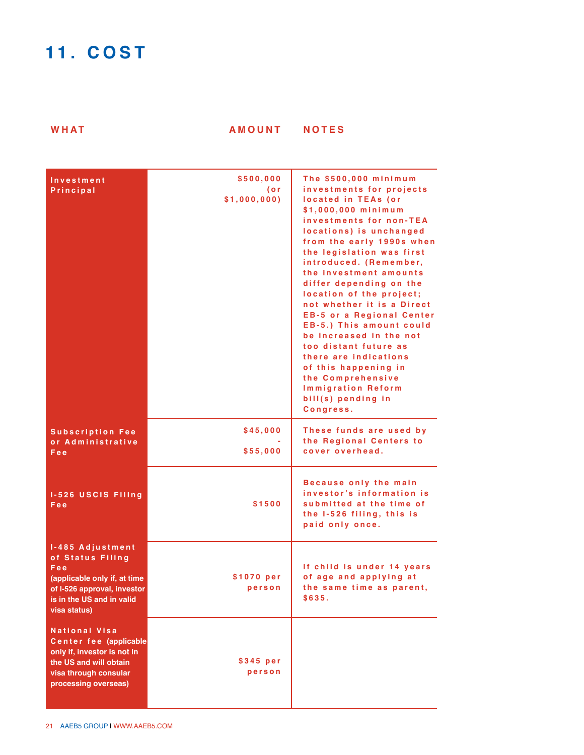# 11. COST

| WHAT | AMOUNT | NOTES |
|---|---|---|
| **Investment Principal** | $500,000 (or $1,000,000) | The $500,000 minimum investments for projects located in TEAs (or $1,000,000 minimum investments for non-TEA locations) is unchanged from the early 1990s when the legislation was first introduced. (Remember, the investment amounts differ depending on the location of the project; not whether it is a Direct EB-5 or a Regional Center EB-5.) This amount could be increased in the not too distant future as there are indications of this happening in the Comprehensive Immigration Reform bill(s) pending in Congress. |
| **Subscription Fee or Administrative Fee** | $45,000 - $55,000 | These funds are used by the Regional Centers to cover overhead. |
| **I-526 USCIS Filing Fee** | $1500 | Because only the main investor's information is submitted at the time of the I-526 filing, this is paid only once. |
| **I-485 Adjustment of Status Filing Fee** (applicable only if, at time of I-526 approval, investor is in the US and in valid visa status) | $1070 per person | If child is under 14 years of age and applying at the same time as parent, $635. |
| **National Visa Center fee** (applicable only if, investor is not in the US and will obtain visa through consular processing overseas) | $345 per person | |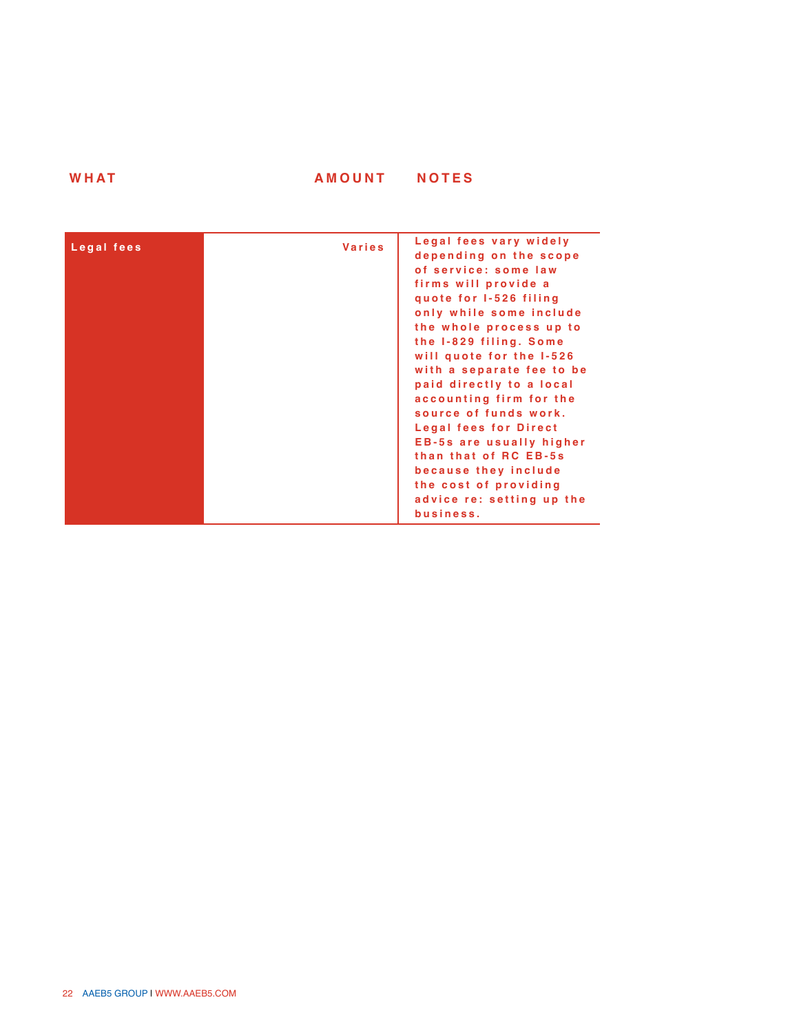| WHAT | AMOUNT | NOTES |
|---|---|---|
| Legal fees | Varies | Legal fees vary widely depending on the scope of service: some law firms will provide a quote for I-526 filing only while some include the whole process up to the I-829 filing. Some will quote for the I-526 with a separate fee to be paid directly to a local accounting firm for the source of funds work. Legal fees for Direct EB-5s are usually higher than that of RC EB-5s because they include the cost of providing advice re: setting up the business. |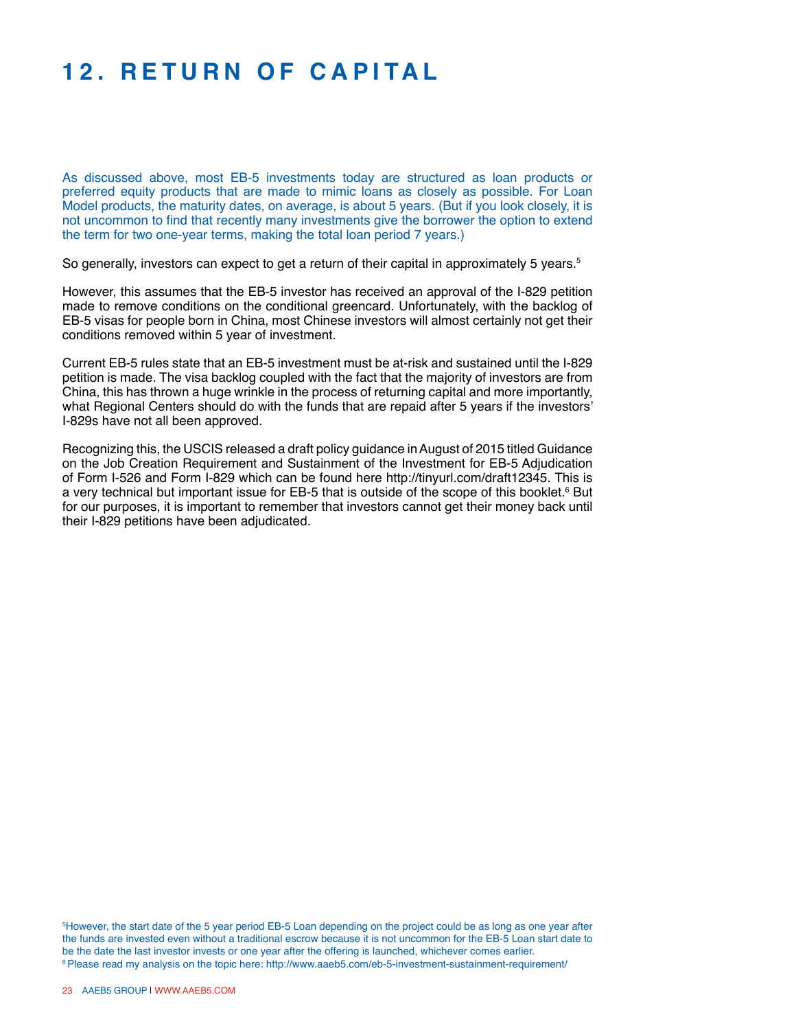# 12. RETURN OF CAPITAL

As discussed above, most EB-5 investments today are structured as loan products or preferred equity products that are made to mimic loans as closely as possible. For Loan Model products, the maturity dates, on average, is about 5 years. (But if you look closely, it is not uncommon to find that recently many investments give the borrower the option to extend the term for two one-year terms, making the total loan period 7 years.)

So generally, investors can expect to get a return of their capital in approximately 5 years.[5]

However, this assumes that the EB-5 investor has received an approval of the I-829 petition made to remove conditions on the conditional greencard. Unfortunately, with the backlog of EB-5 visas for people born in China, most Chinese investors will almost certainly not get their conditions removed within 5 year of investment.

Current EB-5 rules state that an EB-5 investment must be at-risk and sustained until the I-829 petition is made. The visa backlog coupled with the fact that the majority of investors are from China, this has thrown a huge wrinkle in the process of returning capital and more importantly, what Regional Centers should do with the funds that are repaid after 5 years if the investors' I-829s have not all been approved.

Recognizing this, the USCIS released a draft policy guidance in August of 2015 titled Guidance on the Job Creation Requirement and Sustainment of the Investment for EB-5 Adjudication of Form I-526 and Form I-829 which can be found here http://tinyurl.com/draft12345. This is a very technical but important issue for EB-5 that is outside of the scope of this booklet.[6] But for our purposes, it is important to remember that investors cannot get their money back until their I-829 petitions have been adjudicated.

[5] However, the start date of the 5 year period EB-5 Loan depending on the project could be as long as one year after the funds are invested even without a traditional escrow because it is not uncommon for the EB-5 Loan start date to be the date the last investor invests or one year after the offering is launched, whichever comes earlier.

[6] Please read my analysis on the topic here: http://www.aaeb5.com/eb-5-investment-sustainment-requirement/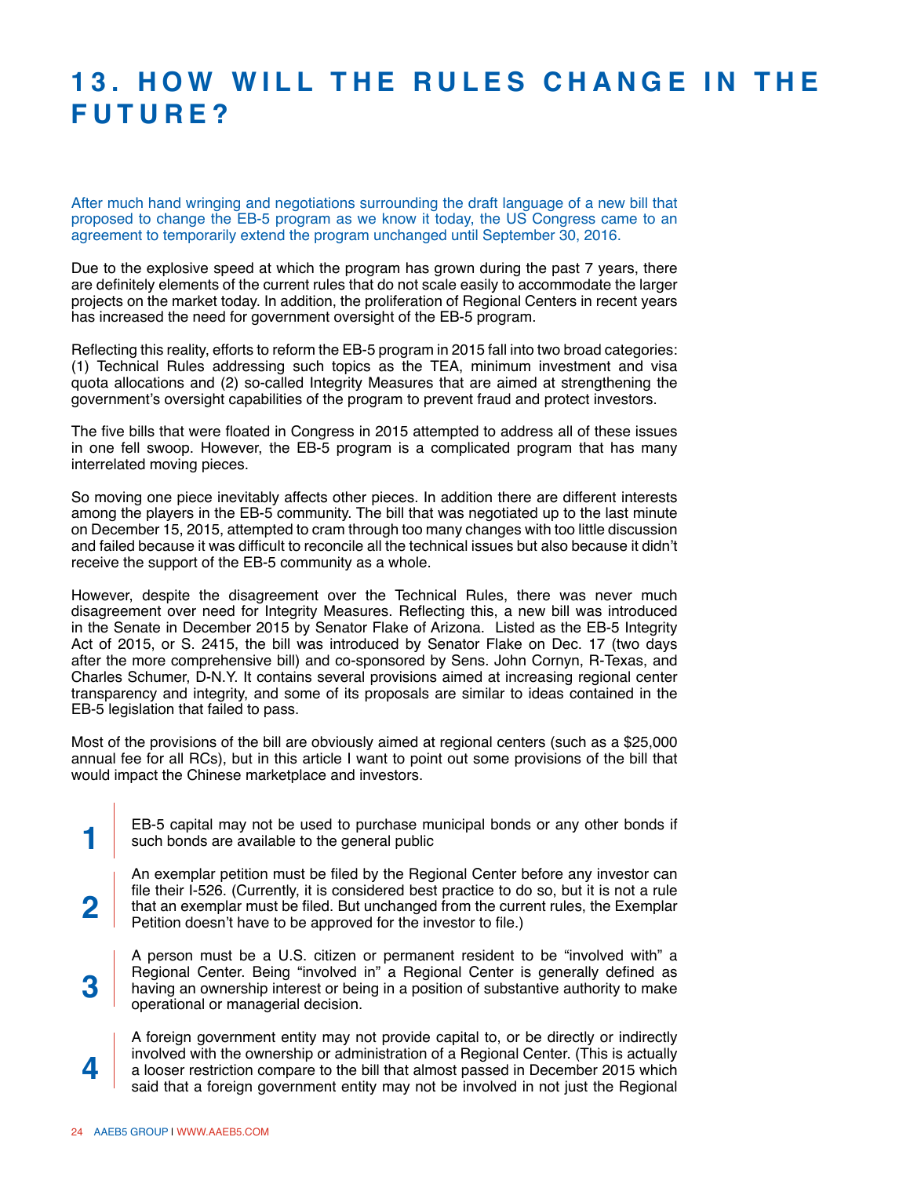# 13. HOW WILL THE RULES CHANGE IN THE FUTURE?

After much hand wringing and negotiations surrounding the draft language of a new bill that proposed to change the EB-5 program as we know it today, the US Congress came to an agreement to temporarily extend the program unchanged until September 30, 2016.

Due to the explosive speed at which the program has grown during the past 7 years, there are definitely elements of the current rules that do not scale easily to accommodate the larger projects on the market today. In addition, the proliferation of Regional Centers in recent years has increased the need for government oversight of the EB-5 program.

Reflecting this reality, efforts to reform the EB-5 program in 2015 fall into two broad categories: (1) Technical Rules addressing such topics as the TEA, minimum investment and visa quota allocations and (2) so-called Integrity Measures that are aimed at strengthening the government's oversight capabilities of the program to prevent fraud and protect investors.

The five bills that were floated in Congress in 2015 attempted to address all of these issues in one fell swoop. However, the EB-5 program is a complicated program that has many interrelated moving pieces.

So moving one piece inevitably affects other pieces. In addition there are different interests among the players in the EB-5 community. The bill that was negotiated up to the last minute on December 15, 2015, attempted to cram through too many changes with too little discussion and failed because it was difficult to reconcile all the technical issues but also because it didn't receive the support of the EB-5 community as a whole.

However, despite the disagreement over the Technical Rules, there was never much disagreement over need for Integrity Measures. Reflecting this, a new bill was introduced in the Senate in December 2015 by Senator Flake of Arizona. Listed as the EB-5 Integrity Act of 2015, or S. 2415, the bill was introduced by Senator Flake on Dec. 17 (two days after the more comprehensive bill) and co-sponsored by Sens. John Cornyn, R-Texas, and Charles Schumer, D-N.Y. It contains several provisions aimed at increasing regional center transparency and integrity, and some of its proposals are similar to ideas contained in the EB-5 legislation that failed to pass.

Most of the provisions of the bill are obviously aimed at regional centers (such as a $25,000 annual fee for all RCs), but in this article I want to point out some provisions of the bill that would impact the Chinese marketplace and investors.

1. EB-5 capital may not be used to purchase municipal bonds or any other bonds if such bonds are available to the general public

2. An exemplar petition must be filed by the Regional Center before any investor can file their I-526. (Currently, it is considered best practice to do so, but it is not a rule that an exemplar must be filed. But unchanged from the current rules, the Exemplar Petition doesn't have to be approved for the investor to file.)

3. A person must be a U.S. citizen or permanent resident to be "involved with" a Regional Center. Being "involved in" a Regional Center is generally defined as having an ownership interest or being in a position of substantive authority to make operational or managerial decision.

4. A foreign government entity may not provide capital to, or be directly or indirectly involved with the ownership or administration of a Regional Center. (This is actually a looser restriction compare to the bill that almost passed in December 2015 which said that a foreign government entity may not be involved in not just the Regional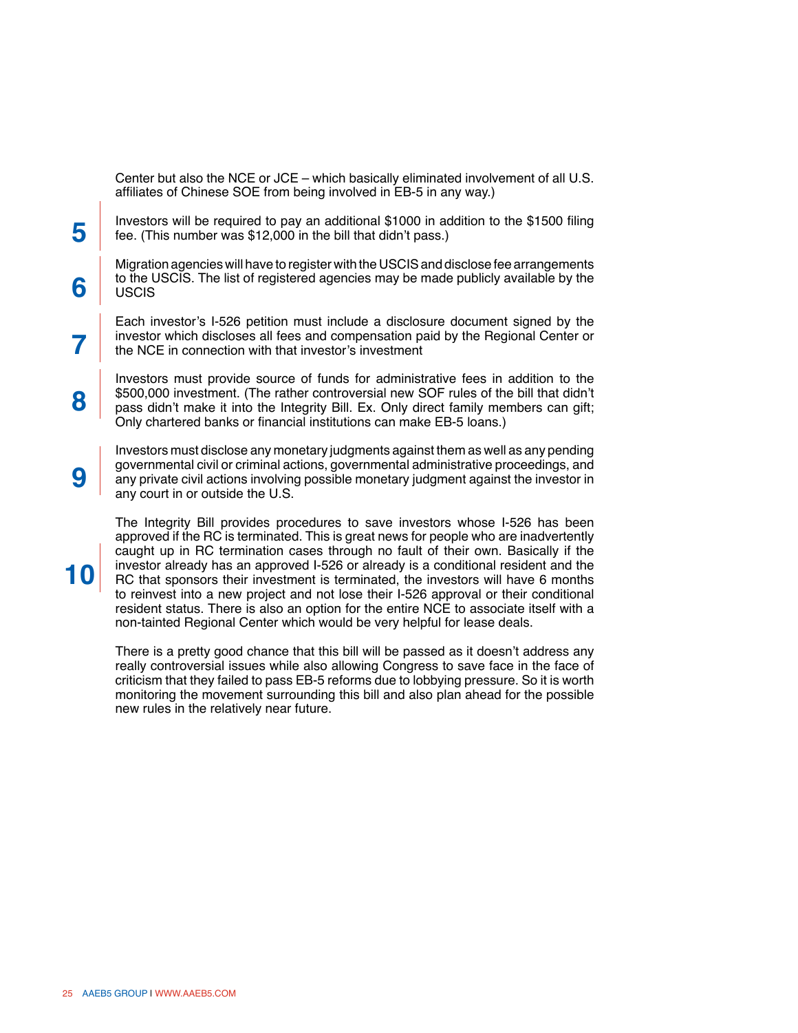Center but also the NCE or JCE – which basically eliminated involvement of all U.S. affiliates of Chinese SOE from being involved in EB-5 in any way.)

**5** Investors will be required to pay an additional $1000 in addition to the $1500 filing fee. (This number was $12,000 in the bill that didn't pass.)

**6** Migration agencies will have to register with the USCIS and disclose fee arrangements to the USCIS. The list of registered agencies may be made publicly available by the USCIS

**7** Each investor's I-526 petition must include a disclosure document signed by the investor which discloses all fees and compensation paid by the Regional Center or the NCE in connection with that investor's investment

**8** Investors must provide source of funds for administrative fees in addition to the $500,000 investment. (The rather controversial new SOF rules of the bill that didn't pass didn't make it into the Integrity Bill. Ex. Only direct family members can gift; Only chartered banks or financial institutions can make EB-5 loans.)

**9** Investors must disclose any monetary judgments against them as well as any pending governmental civil or criminal actions, governmental administrative proceedings, and any private civil actions involving possible monetary judgment against the investor in any court in or outside the U.S.

**10** The Integrity Bill provides procedures to save investors whose I-526 has been approved if the RC is terminated. This is great news for people who are inadvertently caught up in RC termination cases through no fault of their own. Basically if the investor already has an approved I-526 or already is a conditional resident and the RC that sponsors their investment is terminated, the investors will have 6 months to reinvest into a new project and not lose their I-526 approval or their conditional resident status. There is also an option for the entire NCE to associate itself with a non-tainted Regional Center which would be very helpful for lease deals.

There is a pretty good chance that this bill will be passed as it doesn't address any really controversial issues while also allowing Congress to save face in the face of criticism that they failed to pass EB-5 reforms due to lobbying pressure. So it is worth monitoring the movement surrounding this bill and also plan ahead for the possible new rules in the relatively near future.